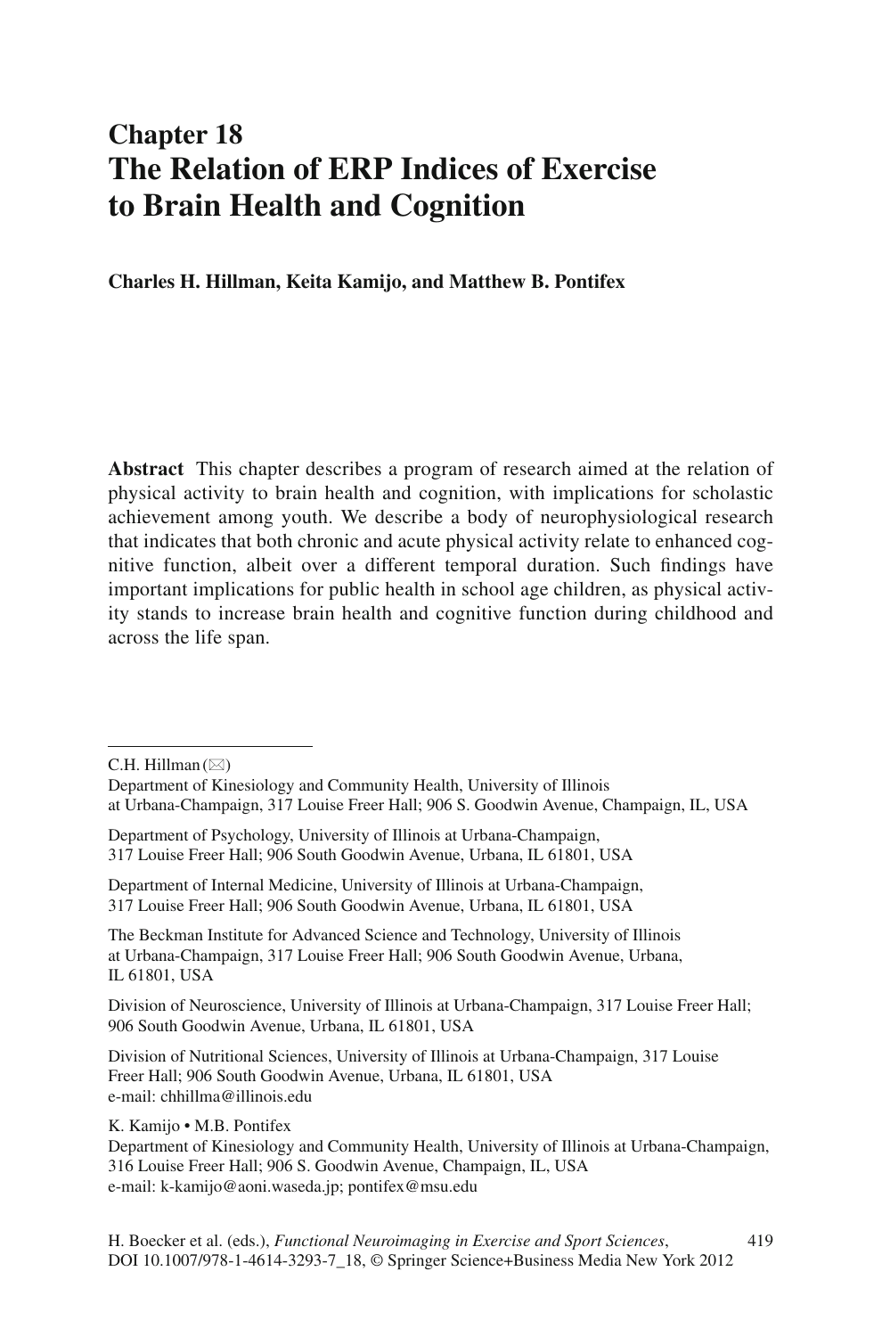# Chapter 18
# The Relation of ERP Indices of Exercise to Brain Health and Cognition

**Charles H. Hillman, Keita Kamijo, and Matthew B. Pontifex**

**Abstract** This chapter describes a program of research aimed at the relation of physical activity to brain health and cognition, with implications for scholastic achievement among youth. We describe a body of neurophysiological research that indicates that both chronic and acute physical activity relate to enhanced cognitive function, albeit over a different temporal duration. Such findings have important implications for public health in school age children, as physical activity stands to increase brain health and cognitive function during childhood and across the life span.

---

C.H. Hillman (✉)
Department of Kinesiology and Community Health, University of Illinois at Urbana-Champaign, 317 Louise Freer Hall; 906 S. Goodwin Avenue, Champaign, IL, USA

Department of Psychology, University of Illinois at Urbana-Champaign, 317 Louise Freer Hall; 906 South Goodwin Avenue, Urbana, IL 61801, USA

Department of Internal Medicine, University of Illinois at Urbana-Champaign, 317 Louise Freer Hall; 906 South Goodwin Avenue, Urbana, IL 61801, USA

The Beckman Institute for Advanced Science and Technology, University of Illinois at Urbana-Champaign, 317 Louise Freer Hall; 906 South Goodwin Avenue, Urbana, IL 61801, USA

Division of Neuroscience, University of Illinois at Urbana-Champaign, 317 Louise Freer Hall; 906 South Goodwin Avenue, Urbana, IL 61801, USA

Division of Nutritional Sciences, University of Illinois at Urbana-Champaign, 317 Louise Freer Hall; 906 South Goodwin Avenue, Urbana, IL 61801, USA
e-mail: chhillma@illinois.edu

K. Kamijo • M.B. Pontifex
Department of Kinesiology and Community Health, University of Illinois at Urbana-Champaign, 316 Louise Freer Hall; 906 S. Goodwin Avenue, Champaign, IL, USA
e-mail: k-kamijo@aoni.waseda.jp; pontifex@msu.edu

H. Boecker et al. (eds.), *Functional Neuroimaging in Exercise and Sport Sciences*, DOI 10.1007/978-1-4614-3293-7_18, © Springer Science+Business Media New York 2012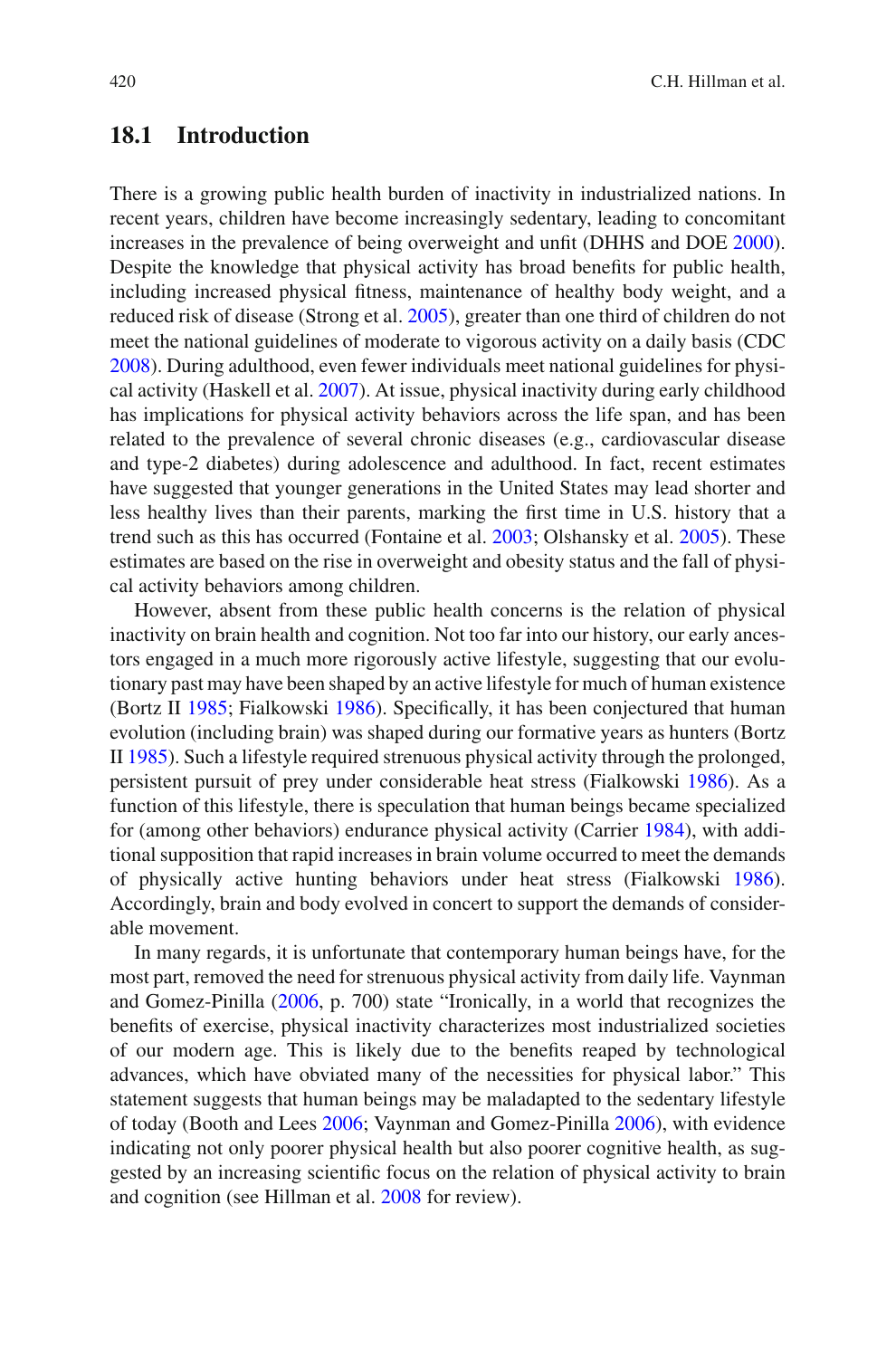## 18.1 Introduction

There is a growing public health burden of inactivity in industrialized nations. In recent years, children have become increasingly sedentary, leading to concomitant increases in the prevalence of being overweight and unfit (DHHS and DOE 2000). Despite the knowledge that physical activity has broad benefits for public health, including increased physical fitness, maintenance of healthy body weight, and a reduced risk of disease (Strong et al. 2005), greater than one third of children do not meet the national guidelines of moderate to vigorous activity on a daily basis (CDC 2008). During adulthood, even fewer individuals meet national guidelines for physical activity (Haskell et al. 2007). At issue, physical inactivity during early childhood has implications for physical activity behaviors across the life span, and has been related to the prevalence of several chronic diseases (e.g., cardiovascular disease and type-2 diabetes) during adolescence and adulthood. In fact, recent estimates have suggested that younger generations in the United States may lead shorter and less healthy lives than their parents, marking the first time in U.S. history that a trend such as this has occurred (Fontaine et al. 2003; Olshansky et al. 2005). These estimates are based on the rise in overweight and obesity status and the fall of physical activity behaviors among children.

However, absent from these public health concerns is the relation of physical inactivity on brain health and cognition. Not too far into our history, our early ancestors engaged in a much more rigorously active lifestyle, suggesting that our evolutionary past may have been shaped by an active lifestyle for much of human existence (Bortz II 1985; Fialkowski 1986). Specifically, it has been conjectured that human evolution (including brain) was shaped during our formative years as hunters (Bortz II 1985). Such a lifestyle required strenuous physical activity through the prolonged, persistent pursuit of prey under considerable heat stress (Fialkowski 1986). As a function of this lifestyle, there is speculation that human beings became specialized for (among other behaviors) endurance physical activity (Carrier 1984), with additional supposition that rapid increases in brain volume occurred to meet the demands of physically active hunting behaviors under heat stress (Fialkowski 1986). Accordingly, brain and body evolved in concert to support the demands of considerable movement.

In many regards, it is unfortunate that contemporary human beings have, for the most part, removed the need for strenuous physical activity from daily life. Vaynman and Gomez-Pinilla (2006, p. 700) state "Ironically, in a world that recognizes the benefits of exercise, physical inactivity characterizes most industrialized societies of our modern age. This is likely due to the benefits reaped by technological advances, which have obviated many of the necessities for physical labor." This statement suggests that human beings may be maladapted to the sedentary lifestyle of today (Booth and Lees 2006; Vaynman and Gomez-Pinilla 2006), with evidence indicating not only poorer physical health but also poorer cognitive health, as suggested by an increasing scientific focus on the relation of physical activity to brain and cognition (see Hillman et al. 2008 for review).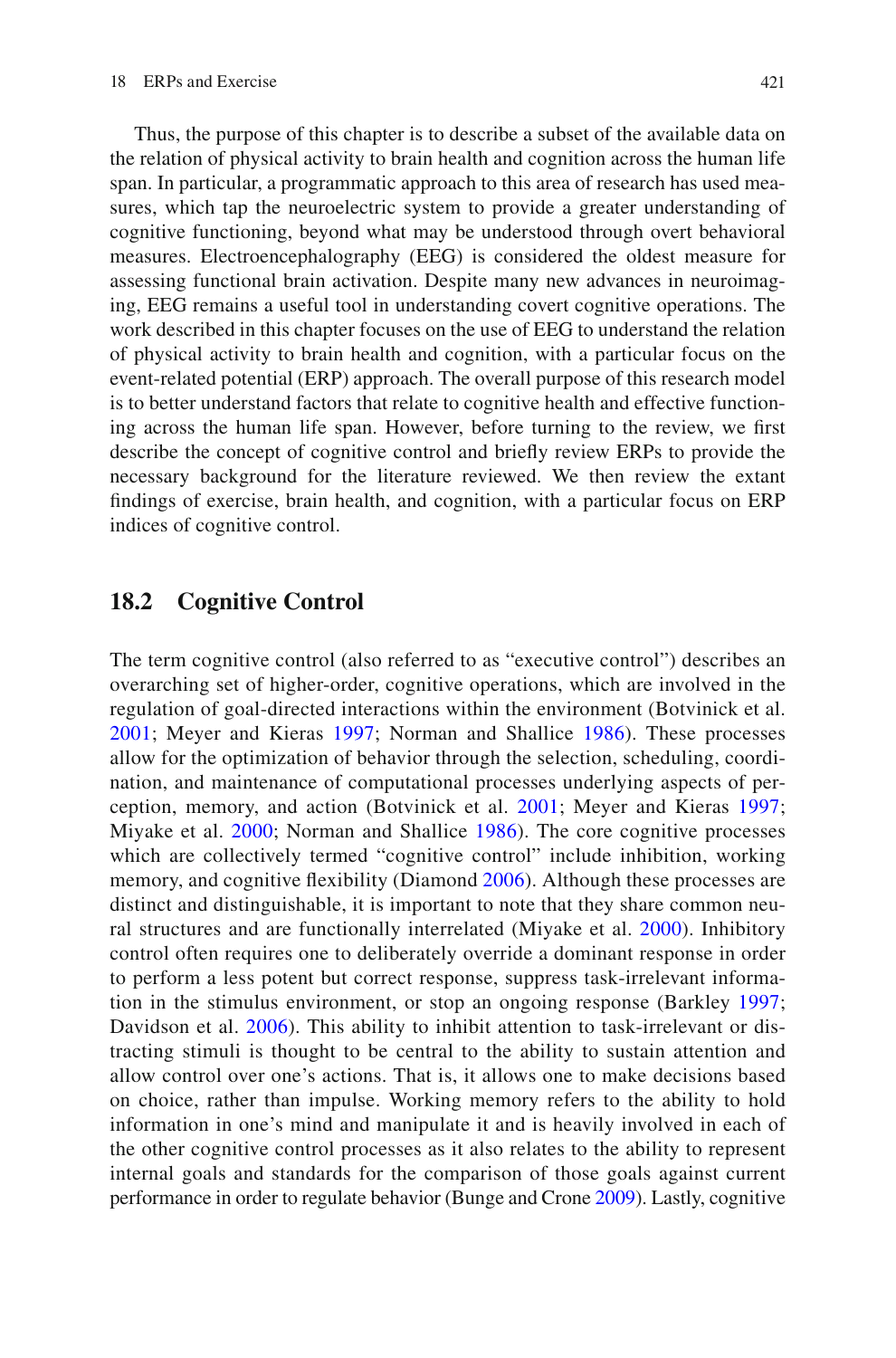Thus, the purpose of this chapter is to describe a subset of the available data on the relation of physical activity to brain health and cognition across the human life span. In particular, a programmatic approach to this area of research has used measures, which tap the neuroelectric system to provide a greater understanding of cognitive functioning, beyond what may be understood through overt behavioral measures. Electroencephalography (EEG) is considered the oldest measure for assessing functional brain activation. Despite many new advances in neuroimaging, EEG remains a useful tool in understanding covert cognitive operations. The work described in this chapter focuses on the use of EEG to understand the relation of physical activity to brain health and cognition, with a particular focus on the event-related potential (ERP) approach. The overall purpose of this research model is to better understand factors that relate to cognitive health and effective functioning across the human life span. However, before turning to the review, we first describe the concept of cognitive control and briefly review ERPs to provide the necessary background for the literature reviewed. We then review the extant findings of exercise, brain health, and cognition, with a particular focus on ERP indices of cognitive control.

## 18.2 Cognitive Control

The term cognitive control (also referred to as "executive control") describes an overarching set of higher-order, cognitive operations, which are involved in the regulation of goal-directed interactions within the environment (Botvinick et al. 2001; Meyer and Kieras 1997; Norman and Shallice 1986). These processes allow for the optimization of behavior through the selection, scheduling, coordination, and maintenance of computational processes underlying aspects of perception, memory, and action (Botvinick et al. 2001; Meyer and Kieras 1997; Miyake et al. 2000; Norman and Shallice 1986). The core cognitive processes which are collectively termed "cognitive control" include inhibition, working memory, and cognitive flexibility (Diamond 2006). Although these processes are distinct and distinguishable, it is important to note that they share common neural structures and are functionally interrelated (Miyake et al. 2000). Inhibitory control often requires one to deliberately override a dominant response in order to perform a less potent but correct response, suppress task-irrelevant information in the stimulus environment, or stop an ongoing response (Barkley 1997; Davidson et al. 2006). This ability to inhibit attention to task-irrelevant or distracting stimuli is thought to be central to the ability to sustain attention and allow control over one's actions. That is, it allows one to make decisions based on choice, rather than impulse. Working memory refers to the ability to hold information in one's mind and manipulate it and is heavily involved in each of the other cognitive control processes as it also relates to the ability to represent internal goals and standards for the comparison of those goals against current performance in order to regulate behavior (Bunge and Crone 2009). Lastly, cognitive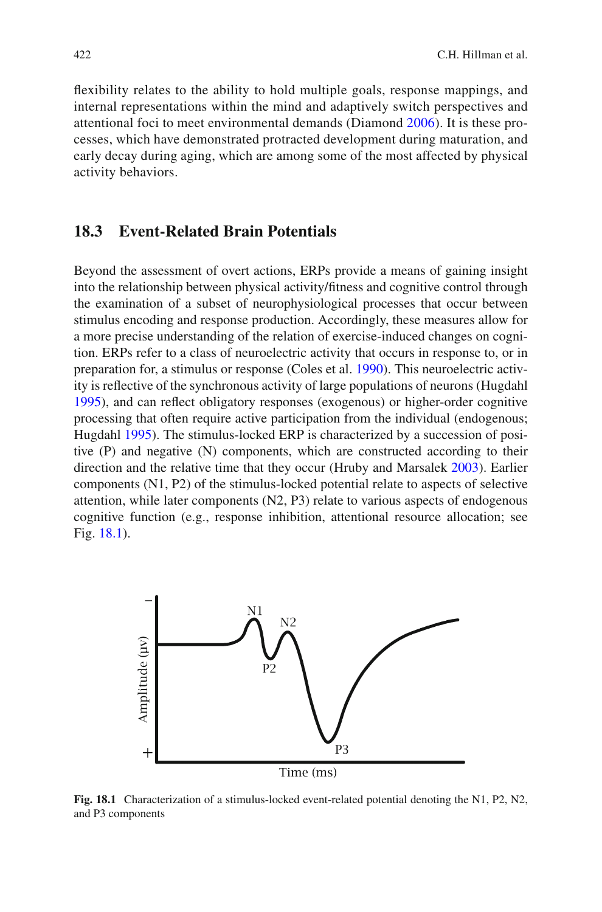flexibility relates to the ability to hold multiple goals, response mappings, and internal representations within the mind and adaptively switch perspectives and attentional foci to meet environmental demands (Diamond 2006). It is these processes, which have demonstrated protracted development during maturation, and early decay during aging, which are among some of the most affected by physical activity behaviors.

## 18.3 Event-Related Brain Potentials

Beyond the assessment of overt actions, ERPs provide a means of gaining insight into the relationship between physical activity/fitness and cognitive control through the examination of a subset of neurophysiological processes that occur between stimulus encoding and response production. Accordingly, these measures allow for a more precise understanding of the relation of exercise-induced changes on cognition. ERPs refer to a class of neuroelectric activity that occurs in response to, or in preparation for, a stimulus or response (Coles et al. 1990). This neuroelectric activity is reflective of the synchronous activity of large populations of neurons (Hugdahl 1995), and can reflect obligatory responses (exogenous) or higher-order cognitive processing that often require active participation from the individual (endogenous; Hugdahl 1995). The stimulus-locked ERP is characterized by a succession of positive (P) and negative (N) components, which are constructed according to their direction and the relative time that they occur (Hruby and Marsalek 2003). Earlier components (N1, P2) of the stimulus-locked potential relate to aspects of selective attention, while later components (N2, P3) relate to various aspects of endogenous cognitive function (e.g., response inhibition, attentional resource allocation; see Fig. 18.1).

**Fig. 18.1** Characterization of a stimulus-locked event-related potential denoting the N1, P2, N2, and P3 components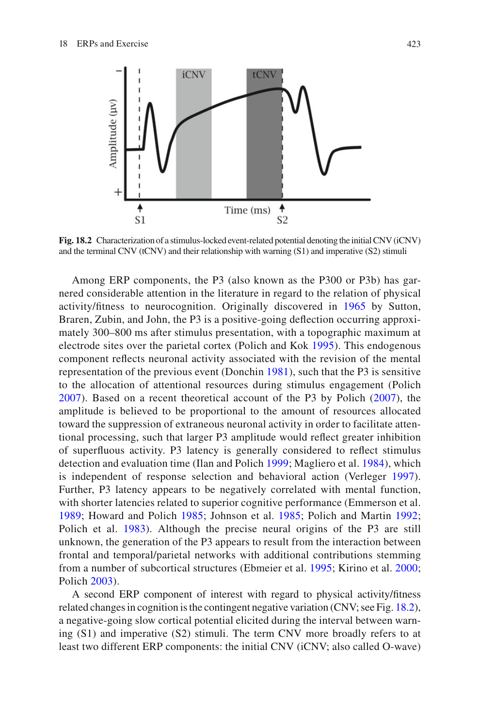Fig. 18.2 Characterization of a stimulus-locked event-related potential denoting the initial CNV (iCNV) and the terminal CNV (tCNV) and their relationship with warning (S1) and imperative (S2) stimuli

Among ERP components, the P3 (also known as the P300 or P3b) has garnered considerable attention in the literature in regard to the relation of physical activity/fitness to neurocognition. Originally discovered in 1965 by Sutton, Braren, Zubin, and John, the P3 is a positive-going deflection occurring approximately 300–800 ms after stimulus presentation, with a topographic maximum at electrode sites over the parietal cortex (Polich and Kok 1995). This endogenous component reflects neuronal activity associated with the revision of the mental representation of the previous event (Donchin 1981), such that the P3 is sensitive to the allocation of attentional resources during stimulus engagement (Polich 2007). Based on a recent theoretical account of the P3 by Polich (2007), the amplitude is believed to be proportional to the amount of resources allocated toward the suppression of extraneous neuronal activity in order to facilitate attentional processing, such that larger P3 amplitude would reflect greater inhibition of superfluous activity. P3 latency is generally considered to reflect stimulus detection and evaluation time (Ilan and Polich 1999; Magliero et al. 1984), which is independent of response selection and behavioral action (Verleger 1997). Further, P3 latency appears to be negatively correlated with mental function, with shorter latencies related to superior cognitive performance (Emmerson et al. 1989; Howard and Polich 1985; Johnson et al. 1985; Polich and Martin 1992; Polich et al. 1983). Although the precise neural origins of the P3 are still unknown, the generation of the P3 appears to result from the interaction between frontal and temporal/parietal networks with additional contributions stemming from a number of subcortical structures (Ebmeier et al. 1995; Kirino et al. 2000; Polich 2003).

A second ERP component of interest with regard to physical activity/fitness related changes in cognition is the contingent negative variation (CNV; see Fig. 18.2), a negative-going slow cortical potential elicited during the interval between warning (S1) and imperative (S2) stimuli. The term CNV more broadly refers to at least two different ERP components: the initial CNV (iCNV; also called O-wave)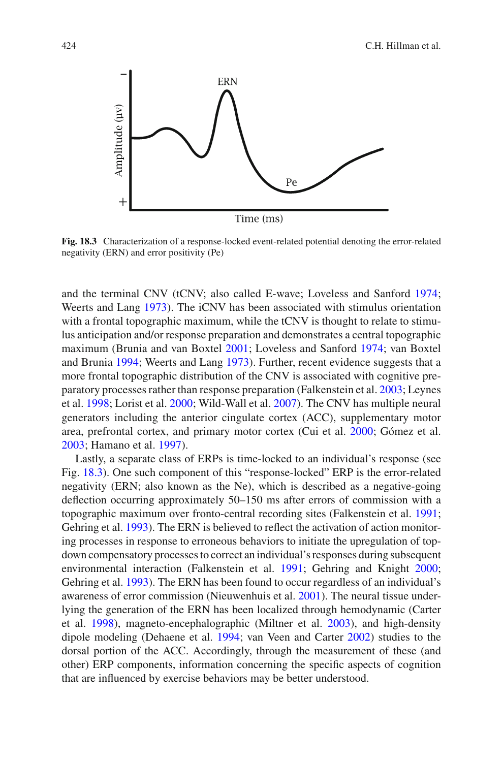**Fig. 18.3** Characterization of a response-locked event-related potential denoting the error-related negativity (ERN) and error positivity (Pe)

and the terminal CNV (tCNV; also called E-wave; Loveless and Sanford 1974; Weerts and Lang 1973). The iCNV has been associated with stimulus orientation with a frontal topographic maximum, while the tCNV is thought to relate to stimulus anticipation and/or response preparation and demonstrates a central topographic maximum (Brunia and van Boxtel 2001; Loveless and Sanford 1974; van Boxtel and Brunia 1994; Weerts and Lang 1973). Further, recent evidence suggests that a more frontal topographic distribution of the CNV is associated with cognitive preparatory processes rather than response preparation (Falkenstein et al. 2003; Leynes et al. 1998; Lorist et al. 2000; Wild-Wall et al. 2007). The CNV has multiple neural generators including the anterior cingulate cortex (ACC), supplementary motor area, prefrontal cortex, and primary motor cortex (Cui et al. 2000; Gómez et al. 2003; Hamano et al. 1997).

Lastly, a separate class of ERPs is time-locked to an individual's response (see Fig. 18.3). One such component of this "response-locked" ERP is the error-related negativity (ERN; also known as the Ne), which is described as a negative-going deflection occurring approximately 50–150 ms after errors of commission with a topographic maximum over fronto-central recording sites (Falkenstein et al. 1991; Gehring et al. 1993). The ERN is believed to reflect the activation of action monitoring processes in response to erroneous behaviors to initiate the upregulation of top-down compensatory processes to correct an individual's responses during subsequent environmental interaction (Falkenstein et al. 1991; Gehring and Knight 2000; Gehring et al. 1993). The ERN has been found to occur regardless of an individual's awareness of error commission (Nieuwenhuis et al. 2001). The neural tissue underlying the generation of the ERN has been localized through hemodynamic (Carter et al. 1998), magneto-encephalographic (Miltner et al. 2003), and high-density dipole modeling (Dehaene et al. 1994; van Veen and Carter 2002) studies to the dorsal portion of the ACC. Accordingly, through the measurement of these (and other) ERP components, information concerning the specific aspects of cognition that are influenced by exercise behaviors may be better understood.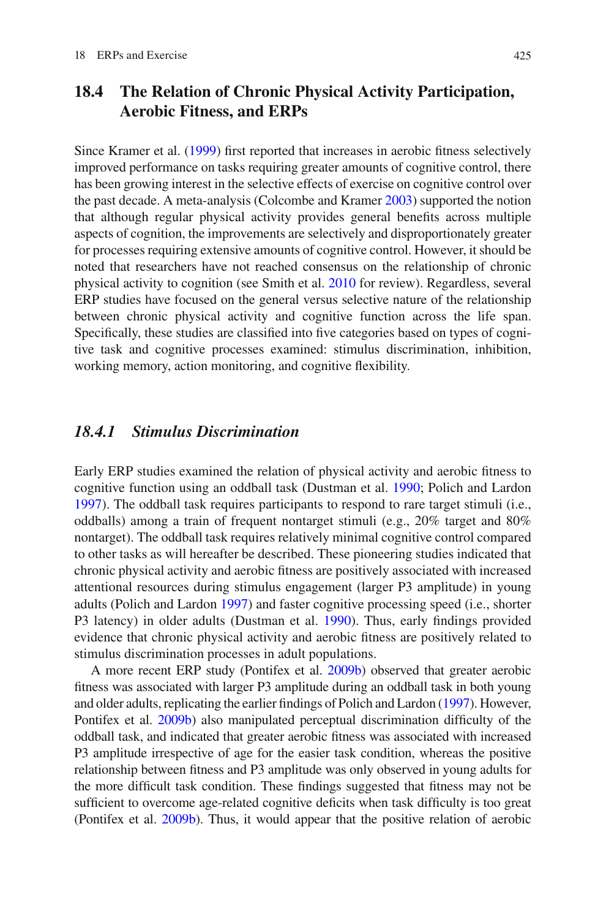## 18.4 The Relation of Chronic Physical Activity Participation, Aerobic Fitness, and ERPs

Since Kramer et al. (1999) first reported that increases in aerobic fitness selectively improved performance on tasks requiring greater amounts of cognitive control, there has been growing interest in the selective effects of exercise on cognitive control over the past decade. A meta-analysis (Colcombe and Kramer 2003) supported the notion that although regular physical activity provides general benefits across multiple aspects of cognition, the improvements are selectively and disproportionately greater for processes requiring extensive amounts of cognitive control. However, it should be noted that researchers have not reached consensus on the relationship of chronic physical activity to cognition (see Smith et al. 2010 for review). Regardless, several ERP studies have focused on the general versus selective nature of the relationship between chronic physical activity and cognitive function across the life span. Specifically, these studies are classified into five categories based on types of cognitive task and cognitive processes examined: stimulus discrimination, inhibition, working memory, action monitoring, and cognitive flexibility.

### *18.4.1 Stimulus Discrimination*

Early ERP studies examined the relation of physical activity and aerobic fitness to cognitive function using an oddball task (Dustman et al. 1990; Polich and Lardon 1997). The oddball task requires participants to respond to rare target stimuli (i.e., oddballs) among a train of frequent nontarget stimuli (e.g., 20% target and 80% nontarget). The oddball task requires relatively minimal cognitive control compared to other tasks as will hereafter be described. These pioneering studies indicated that chronic physical activity and aerobic fitness are positively associated with increased attentional resources during stimulus engagement (larger P3 amplitude) in young adults (Polich and Lardon 1997) and faster cognitive processing speed (i.e., shorter P3 latency) in older adults (Dustman et al. 1990). Thus, early findings provided evidence that chronic physical activity and aerobic fitness are positively related to stimulus discrimination processes in adult populations.

A more recent ERP study (Pontifex et al. 2009b) observed that greater aerobic fitness was associated with larger P3 amplitude during an oddball task in both young and older adults, replicating the earlier findings of Polich and Lardon (1997). However, Pontifex et al. 2009b) also manipulated perceptual discrimination difficulty of the oddball task, and indicated that greater aerobic fitness was associated with increased P3 amplitude irrespective of age for the easier task condition, whereas the positive relationship between fitness and P3 amplitude was only observed in young adults for the more difficult task condition. These findings suggested that fitness may not be sufficient to overcome age-related cognitive deficits when task difficulty is too great (Pontifex et al. 2009b). Thus, it would appear that the positive relation of aerobic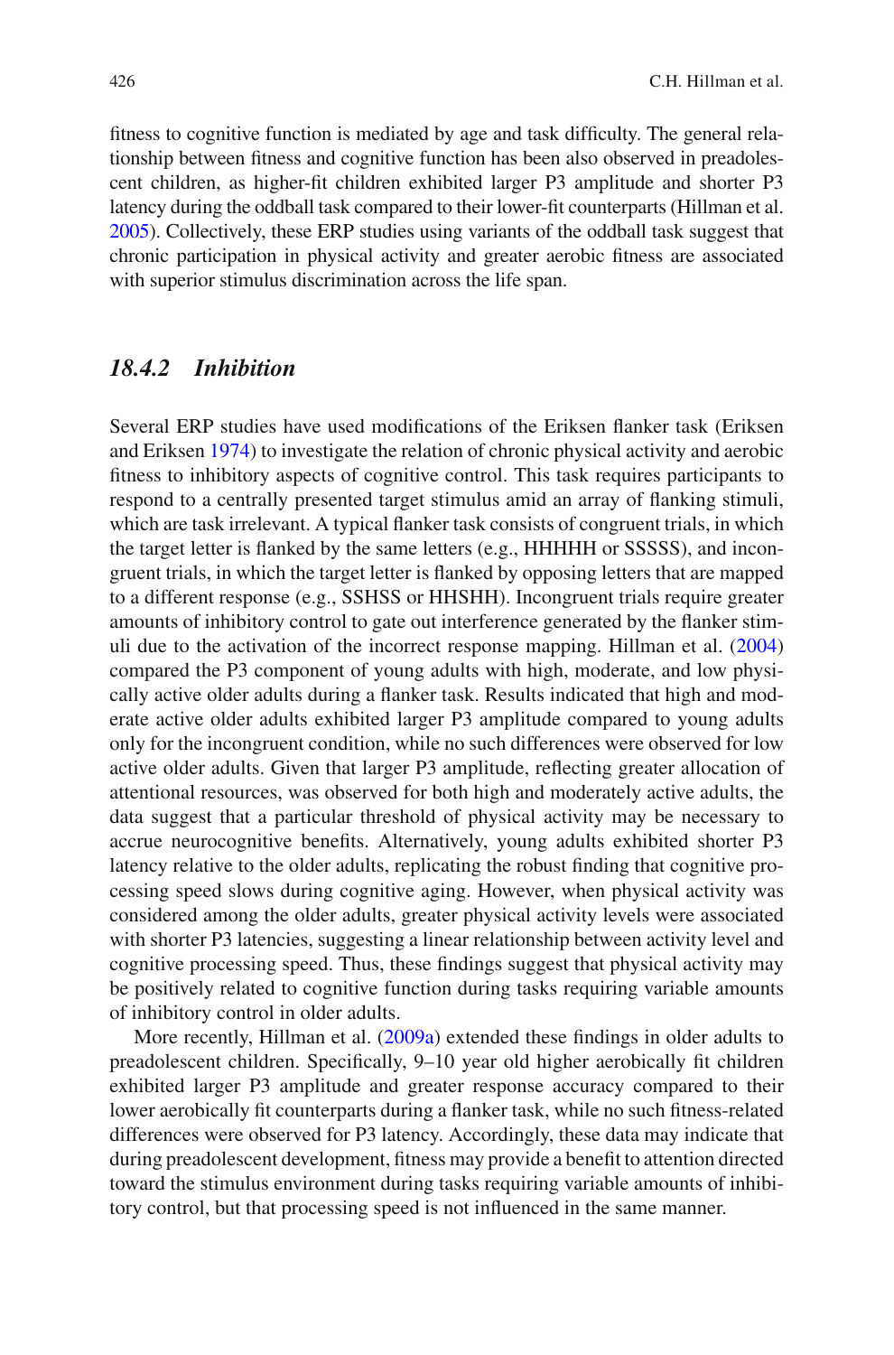fitness to cognitive function is mediated by age and task difficulty. The general relationship between fitness and cognitive function has been also observed in preadolescent children, as higher-fit children exhibited larger P3 amplitude and shorter P3 latency during the oddball task compared to their lower-fit counterparts (Hillman et al. 2005). Collectively, these ERP studies using variants of the oddball task suggest that chronic participation in physical activity and greater aerobic fitness are associated with superior stimulus discrimination across the life span.

### *18.4.2 Inhibition*

Several ERP studies have used modifications of the Eriksen flanker task (Eriksen and Eriksen 1974) to investigate the relation of chronic physical activity and aerobic fitness to inhibitory aspects of cognitive control. This task requires participants to respond to a centrally presented target stimulus amid an array of flanking stimuli, which are task irrelevant. A typical flanker task consists of congruent trials, in which the target letter is flanked by the same letters (e.g., HHHHH or SSSSS), and incongruent trials, in which the target letter is flanked by opposing letters that are mapped to a different response (e.g., SSHSS or HHSHH). Incongruent trials require greater amounts of inhibitory control to gate out interference generated by the flanker stimuli due to the activation of the incorrect response mapping. Hillman et al. (2004) compared the P3 component of young adults with high, moderate, and low physically active older adults during a flanker task. Results indicated that high and moderate active older adults exhibited larger P3 amplitude compared to young adults only for the incongruent condition, while no such differences were observed for low active older adults. Given that larger P3 amplitude, reflecting greater allocation of attentional resources, was observed for both high and moderately active adults, the data suggest that a particular threshold of physical activity may be necessary to accrue neurocognitive benefits. Alternatively, young adults exhibited shorter P3 latency relative to the older adults, replicating the robust finding that cognitive processing speed slows during cognitive aging. However, when physical activity was considered among the older adults, greater physical activity levels were associated with shorter P3 latencies, suggesting a linear relationship between activity level and cognitive processing speed. Thus, these findings suggest that physical activity may be positively related to cognitive function during tasks requiring variable amounts of inhibitory control in older adults.

More recently, Hillman et al. (2009a) extended these findings in older adults to preadolescent children. Specifically, 9–10 year old higher aerobically fit children exhibited larger P3 amplitude and greater response accuracy compared to their lower aerobically fit counterparts during a flanker task, while no such fitness-related differences were observed for P3 latency. Accordingly, these data may indicate that during preadolescent development, fitness may provide a benefit to attention directed toward the stimulus environment during tasks requiring variable amounts of inhibitory control, but that processing speed is not influenced in the same manner.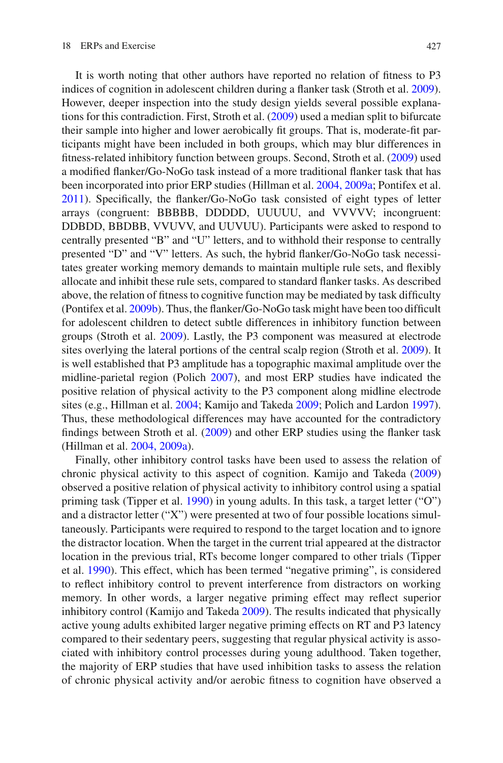It is worth noting that other authors have reported no relation of fitness to P3 indices of cognition in adolescent children during a flanker task (Stroth et al. 2009). However, deeper inspection into the study design yields several possible explanations for this contradiction. First, Stroth et al. (2009) used a median split to bifurcate their sample into higher and lower aerobically fit groups. That is, moderate-fit participants might have been included in both groups, which may blur differences in fitness-related inhibitory function between groups. Second, Stroth et al. (2009) used a modified flanker/Go-NoGo task instead of a more traditional flanker task that has been incorporated into prior ERP studies (Hillman et al. 2004, 2009a; Pontifex et al. 2011). Specifically, the flanker/Go-NoGo task consisted of eight types of letter arrays (congruent: BBBBB, DDDDD, UUUUU, and VVVVV; incongruent: DDBDD, BBDBB, VVUVV, and UUVUU). Participants were asked to respond to centrally presented "B" and "U" letters, and to withhold their response to centrally presented "D" and "V" letters. As such, the hybrid flanker/Go-NoGo task necessitates greater working memory demands to maintain multiple rule sets, and flexibly allocate and inhibit these rule sets, compared to standard flanker tasks. As described above, the relation of fitness to cognitive function may be mediated by task difficulty (Pontifex et al. 2009b). Thus, the flanker/Go-NoGo task might have been too difficult for adolescent children to detect subtle differences in inhibitory function between groups (Stroth et al. 2009). Lastly, the P3 component was measured at electrode sites overlying the lateral portions of the central scalp region (Stroth et al. 2009). It is well established that P3 amplitude has a topographic maximal amplitude over the midline-parietal region (Polich 2007), and most ERP studies have indicated the positive relation of physical activity to the P3 component along midline electrode sites (e.g., Hillman et al. 2004; Kamijo and Takeda 2009; Polich and Lardon 1997). Thus, these methodological differences may have accounted for the contradictory findings between Stroth et al. (2009) and other ERP studies using the flanker task (Hillman et al. 2004, 2009a).

Finally, other inhibitory control tasks have been used to assess the relation of chronic physical activity to this aspect of cognition. Kamijo and Takeda (2009) observed a positive relation of physical activity to inhibitory control using a spatial priming task (Tipper et al. 1990) in young adults. In this task, a target letter ("O") and a distractor letter ("X") were presented at two of four possible locations simultaneously. Participants were required to respond to the target location and to ignore the distractor location. When the target in the current trial appeared at the distractor location in the previous trial, RTs become longer compared to other trials (Tipper et al. 1990). This effect, which has been termed "negative priming", is considered to reflect inhibitory control to prevent interference from distractors on working memory. In other words, a larger negative priming effect may reflect superior inhibitory control (Kamijo and Takeda 2009). The results indicated that physically active young adults exhibited larger negative priming effects on RT and P3 latency compared to their sedentary peers, suggesting that regular physical activity is associated with inhibitory control processes during young adulthood. Taken together, the majority of ERP studies that have used inhibition tasks to assess the relation of chronic physical activity and/or aerobic fitness to cognition have observed a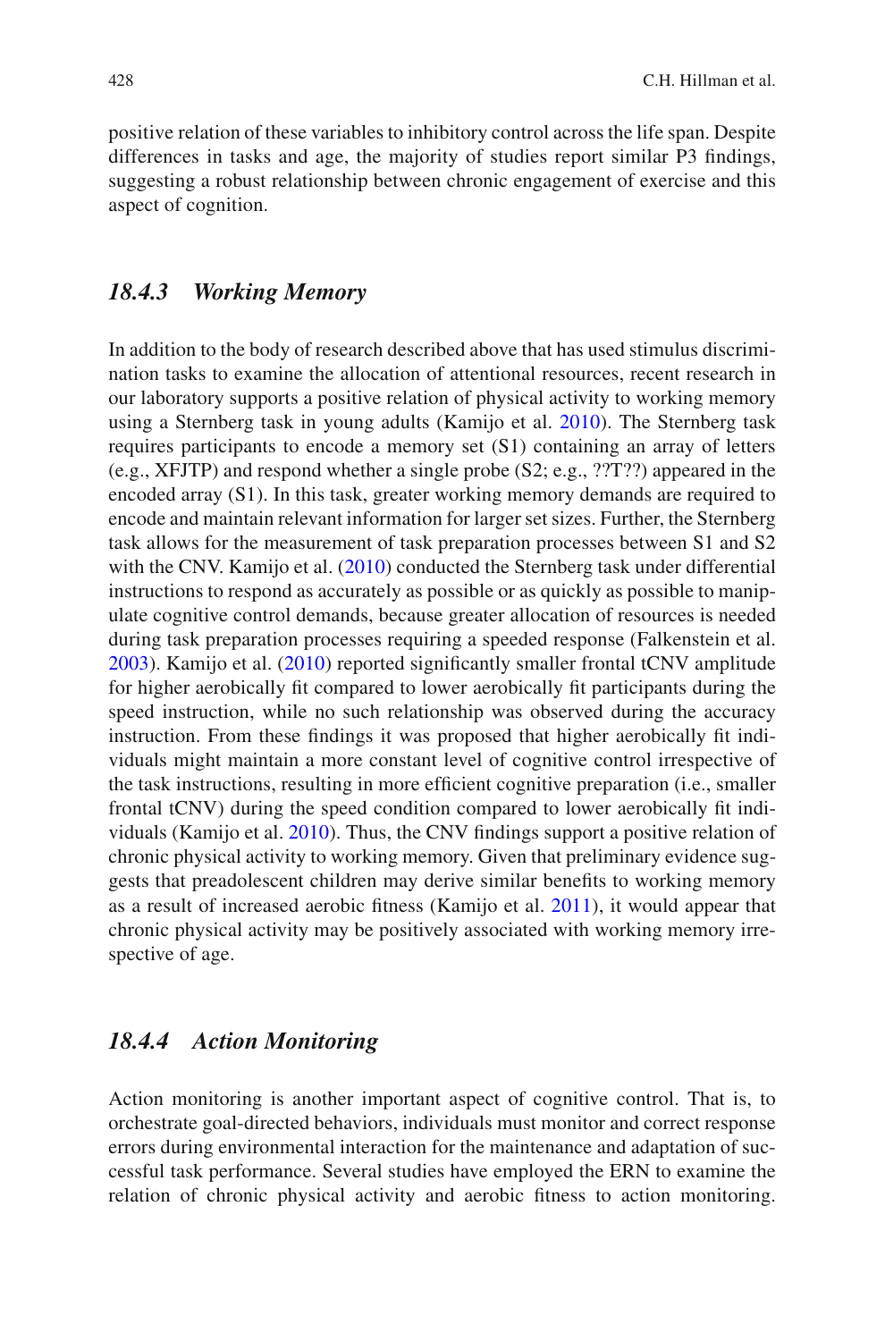positive relation of these variables to inhibitory control across the life span. Despite differences in tasks and age, the majority of studies report similar P3 findings, suggesting a robust relationship between chronic engagement of exercise and this aspect of cognition.

### *18.4.3 Working Memory*

In addition to the body of research described above that has used stimulus discrimination tasks to examine the allocation of attentional resources, recent research in our laboratory supports a positive relation of physical activity to working memory using a Sternberg task in young adults (Kamijo et al. 2010). The Sternberg task requires participants to encode a memory set (S1) containing an array of letters (e.g., XFJTP) and respond whether a single probe (S2; e.g., ??T??) appeared in the encoded array (S1). In this task, greater working memory demands are required to encode and maintain relevant information for larger set sizes. Further, the Sternberg task allows for the measurement of task preparation processes between S1 and S2 with the CNV. Kamijo et al. (2010) conducted the Sternberg task under differential instructions to respond as accurately as possible or as quickly as possible to manipulate cognitive control demands, because greater allocation of resources is needed during task preparation processes requiring a speeded response (Falkenstein et al. 2003). Kamijo et al. (2010) reported significantly smaller frontal tCNV amplitude for higher aerobically fit compared to lower aerobically fit participants during the speed instruction, while no such relationship was observed during the accuracy instruction. From these findings it was proposed that higher aerobically fit individuals might maintain a more constant level of cognitive control irrespective of the task instructions, resulting in more efficient cognitive preparation (i.e., smaller frontal tCNV) during the speed condition compared to lower aerobically fit individuals (Kamijo et al. 2010). Thus, the CNV findings support a positive relation of chronic physical activity to working memory. Given that preliminary evidence suggests that preadolescent children may derive similar benefits to working memory as a result of increased aerobic fitness (Kamijo et al. 2011), it would appear that chronic physical activity may be positively associated with working memory irrespective of age.

### *18.4.4 Action Monitoring*

Action monitoring is another important aspect of cognitive control. That is, to orchestrate goal-directed behaviors, individuals must monitor and correct response errors during environmental interaction for the maintenance and adaptation of successful task performance. Several studies have employed the ERN to examine the relation of chronic physical activity and aerobic fitness to action monitoring.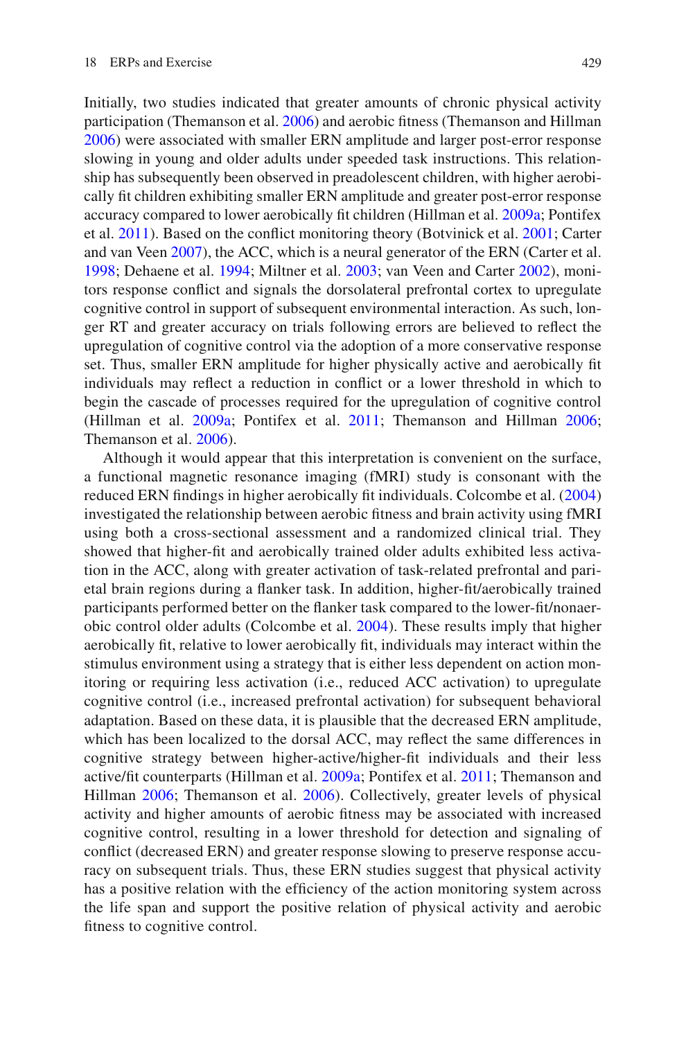Initially, two studies indicated that greater amounts of chronic physical activity participation (Themanson et al. 2006) and aerobic fitness (Themanson and Hillman 2006) were associated with smaller ERN amplitude and larger post-error response slowing in young and older adults under speeded task instructions. This relationship has subsequently been observed in preadolescent children, with higher aerobically fit children exhibiting smaller ERN amplitude and greater post-error response accuracy compared to lower aerobically fit children (Hillman et al. 2009a; Pontifex et al. 2011). Based on the conflict monitoring theory (Botvinick et al. 2001; Carter and van Veen 2007), the ACC, which is a neural generator of the ERN (Carter et al. 1998; Dehaene et al. 1994; Miltner et al. 2003; van Veen and Carter 2002), monitors response conflict and signals the dorsolateral prefrontal cortex to upregulate cognitive control in support of subsequent environmental interaction. As such, longer RT and greater accuracy on trials following errors are believed to reflect the upregulation of cognitive control via the adoption of a more conservative response set. Thus, smaller ERN amplitude for higher physically active and aerobically fit individuals may reflect a reduction in conflict or a lower threshold in which to begin the cascade of processes required for the upregulation of cognitive control (Hillman et al. 2009a; Pontifex et al. 2011; Themanson and Hillman 2006; Themanson et al. 2006).

Although it would appear that this interpretation is convenient on the surface, a functional magnetic resonance imaging (fMRI) study is consonant with the reduced ERN findings in higher aerobically fit individuals. Colcombe et al. (2004) investigated the relationship between aerobic fitness and brain activity using fMRI using both a cross-sectional assessment and a randomized clinical trial. They showed that higher-fit and aerobically trained older adults exhibited less activation in the ACC, along with greater activation of task-related prefrontal and parietal brain regions during a flanker task. In addition, higher-fit/aerobically trained participants performed better on the flanker task compared to the lower-fit/nonaerobic control older adults (Colcombe et al. 2004). These results imply that higher aerobically fit, relative to lower aerobically fit, individuals may interact within the stimulus environment using a strategy that is either less dependent on action monitoring or requiring less activation (i.e., reduced ACC activation) to upregulate cognitive control (i.e., increased prefrontal activation) for subsequent behavioral adaptation. Based on these data, it is plausible that the decreased ERN amplitude, which has been localized to the dorsal ACC, may reflect the same differences in cognitive strategy between higher-active/higher-fit individuals and their less active/fit counterparts (Hillman et al. 2009a; Pontifex et al. 2011; Themanson and Hillman 2006; Themanson et al. 2006). Collectively, greater levels of physical activity and higher amounts of aerobic fitness may be associated with increased cognitive control, resulting in a lower threshold for detection and signaling of conflict (decreased ERN) and greater response slowing to preserve response accuracy on subsequent trials. Thus, these ERN studies suggest that physical activity has a positive relation with the efficiency of the action monitoring system across the life span and support the positive relation of physical activity and aerobic fitness to cognitive control.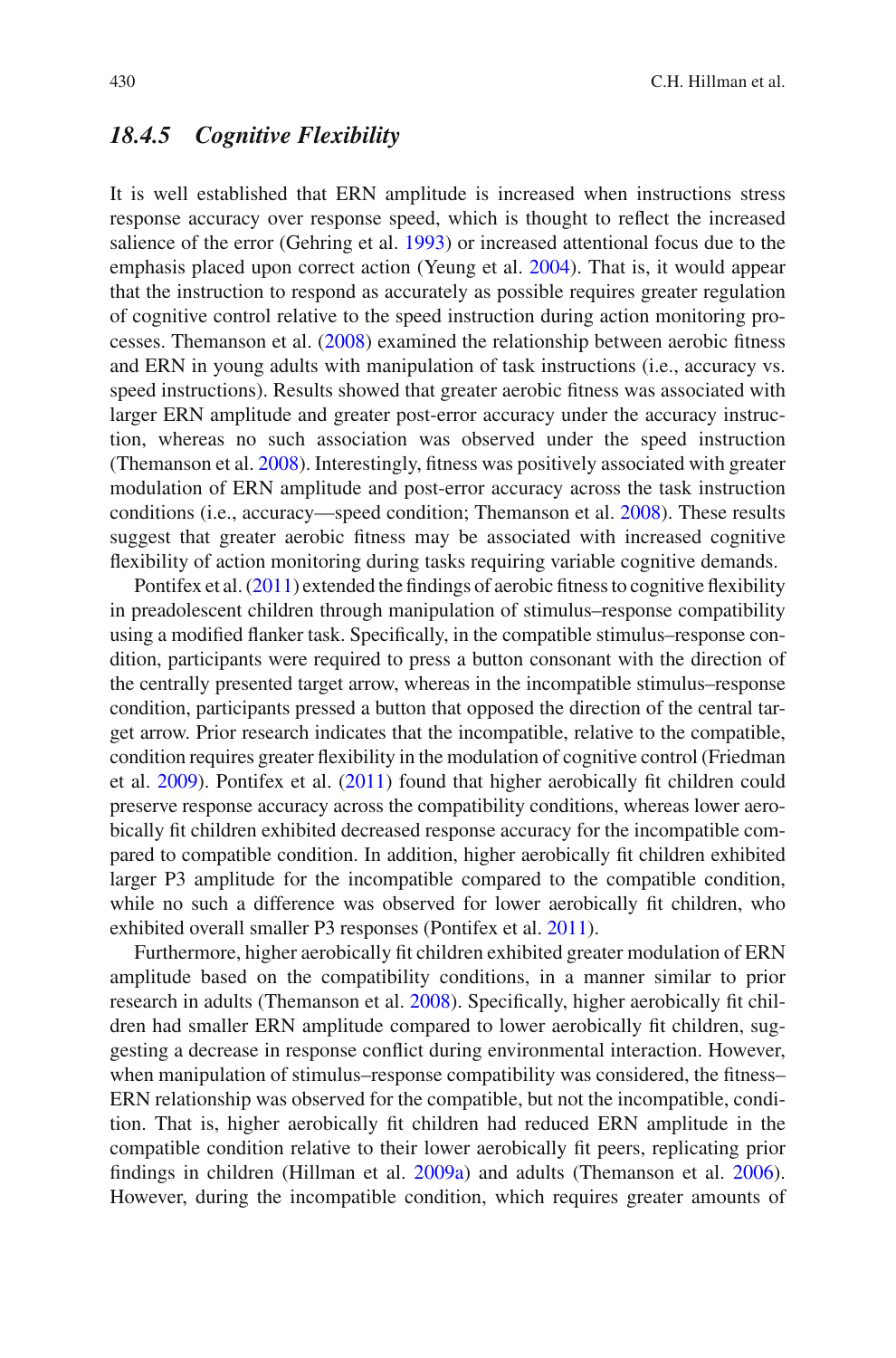### 18.4.5 *Cognitive Flexibility*

It is well established that ERN amplitude is increased when instructions stress response accuracy over response speed, which is thought to reflect the increased salience of the error (Gehring et al. 1993) or increased attentional focus due to the emphasis placed upon correct action (Yeung et al. 2004). That is, it would appear that the instruction to respond as accurately as possible requires greater regulation of cognitive control relative to the speed instruction during action monitoring processes. Themanson et al. (2008) examined the relationship between aerobic fitness and ERN in young adults with manipulation of task instructions (i.e., accuracy vs. speed instructions). Results showed that greater aerobic fitness was associated with larger ERN amplitude and greater post-error accuracy under the accuracy instruction, whereas no such association was observed under the speed instruction (Themanson et al. 2008). Interestingly, fitness was positively associated with greater modulation of ERN amplitude and post-error accuracy across the task instruction conditions (i.e., accuracy—speed condition; Themanson et al. 2008). These results suggest that greater aerobic fitness may be associated with increased cognitive flexibility of action monitoring during tasks requiring variable cognitive demands.

Pontifex et al. (2011) extended the findings of aerobic fitness to cognitive flexibility in preadolescent children through manipulation of stimulus–response compatibility using a modified flanker task. Specifically, in the compatible stimulus–response condition, participants were required to press a button consonant with the direction of the centrally presented target arrow, whereas in the incompatible stimulus–response condition, participants pressed a button that opposed the direction of the central target arrow. Prior research indicates that the incompatible, relative to the compatible, condition requires greater flexibility in the modulation of cognitive control (Friedman et al. 2009). Pontifex et al. (2011) found that higher aerobically fit children could preserve response accuracy across the compatibility conditions, whereas lower aerobically fit children exhibited decreased response accuracy for the incompatible compared to compatible condition. In addition, higher aerobically fit children exhibited larger P3 amplitude for the incompatible compared to the compatible condition, while no such a difference was observed for lower aerobically fit children, who exhibited overall smaller P3 responses (Pontifex et al. 2011).

Furthermore, higher aerobically fit children exhibited greater modulation of ERN amplitude based on the compatibility conditions, in a manner similar to prior research in adults (Themanson et al. 2008). Specifically, higher aerobically fit children had smaller ERN amplitude compared to lower aerobically fit children, suggesting a decrease in response conflict during environmental interaction. However, when manipulation of stimulus–response compatibility was considered, the fitness–ERN relationship was observed for the compatible, but not the incompatible, condition. That is, higher aerobically fit children had reduced ERN amplitude in the compatible condition relative to their lower aerobically fit peers, replicating prior findings in children (Hillman et al. 2009a) and adults (Themanson et al. 2006). However, during the incompatible condition, which requires greater amounts of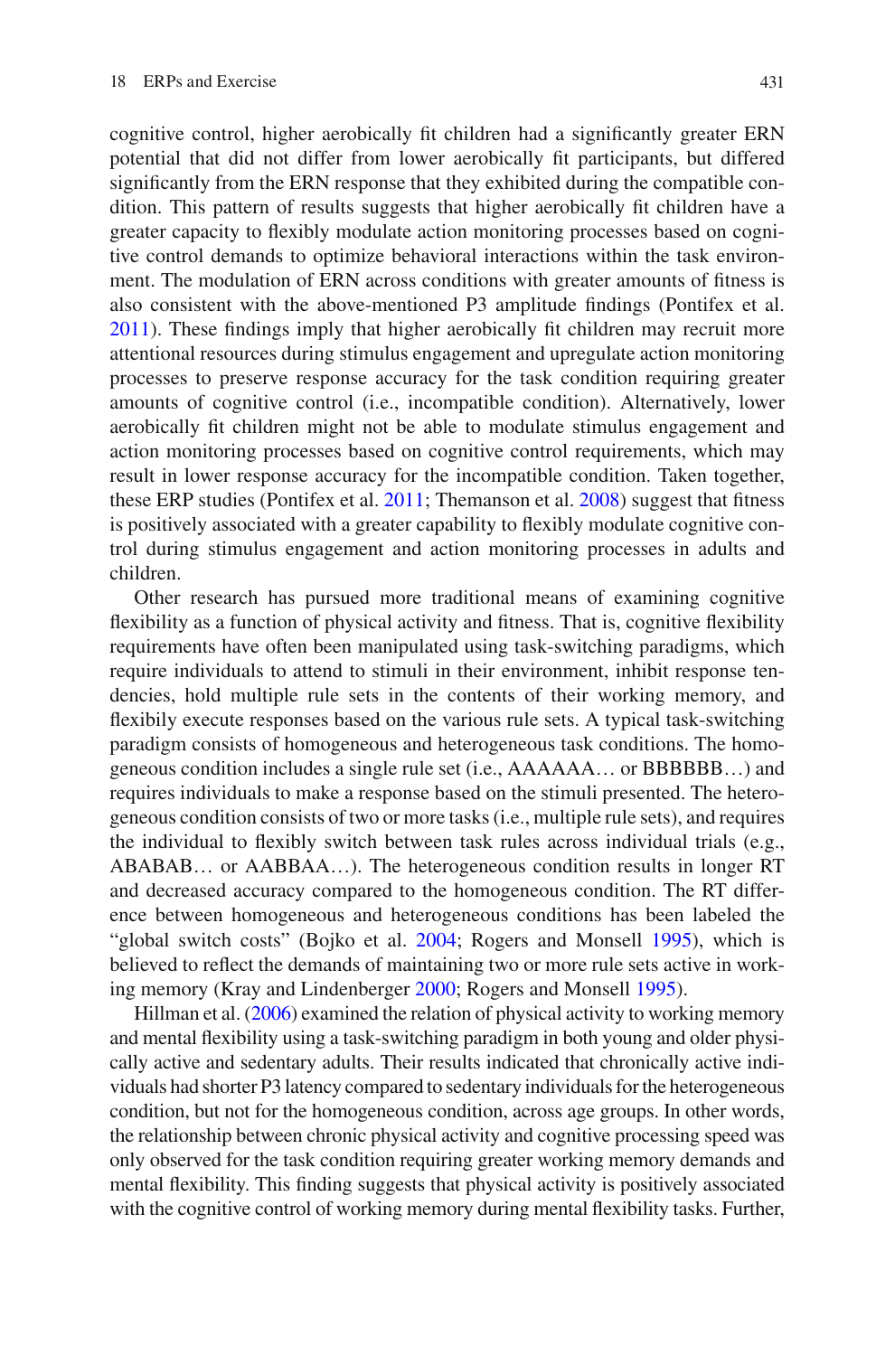cognitive control, higher aerobically fit children had a significantly greater ERN potential that did not differ from lower aerobically fit participants, but differed significantly from the ERN response that they exhibited during the compatible condition. This pattern of results suggests that higher aerobically fit children have a greater capacity to flexibly modulate action monitoring processes based on cognitive control demands to optimize behavioral interactions within the task environment. The modulation of ERN across conditions with greater amounts of fitness is also consistent with the above-mentioned P3 amplitude findings (Pontifex et al. 2011). These findings imply that higher aerobically fit children may recruit more attentional resources during stimulus engagement and upregulate action monitoring processes to preserve response accuracy for the task condition requiring greater amounts of cognitive control (i.e., incompatible condition). Alternatively, lower aerobically fit children might not be able to modulate stimulus engagement and action monitoring processes based on cognitive control requirements, which may result in lower response accuracy for the incompatible condition. Taken together, these ERP studies (Pontifex et al. 2011; Themanson et al. 2008) suggest that fitness is positively associated with a greater capability to flexibly modulate cognitive control during stimulus engagement and action monitoring processes in adults and children.

Other research has pursued more traditional means of examining cognitive flexibility as a function of physical activity and fitness. That is, cognitive flexibility requirements have often been manipulated using task-switching paradigms, which require individuals to attend to stimuli in their environment, inhibit response tendencies, hold multiple rule sets in the contents of their working memory, and flexibily execute responses based on the various rule sets. A typical task-switching paradigm consists of homogeneous and heterogeneous task conditions. The homogeneous condition includes a single rule set (i.e., AAAAAA… or BBBBBB…) and requires individuals to make a response based on the stimuli presented. The heterogeneous condition consists of two or more tasks (i.e., multiple rule sets), and requires the individual to flexibly switch between task rules across individual trials (e.g., ABABAB… or AABBAA…). The heterogeneous condition results in longer RT and decreased accuracy compared to the homogeneous condition. The RT difference between homogeneous and heterogeneous conditions has been labeled the "global switch costs" (Bojko et al. 2004; Rogers and Monsell 1995), which is believed to reflect the demands of maintaining two or more rule sets active in working memory (Kray and Lindenberger 2000; Rogers and Monsell 1995).

Hillman et al. (2006) examined the relation of physical activity to working memory and mental flexibility using a task-switching paradigm in both young and older physically active and sedentary adults. Their results indicated that chronically active individuals had shorter P3 latency compared to sedentary individuals for the heterogeneous condition, but not for the homogeneous condition, across age groups. In other words, the relationship between chronic physical activity and cognitive processing speed was only observed for the task condition requiring greater working memory demands and mental flexibility. This finding suggests that physical activity is positively associated with the cognitive control of working memory during mental flexibility tasks. Further,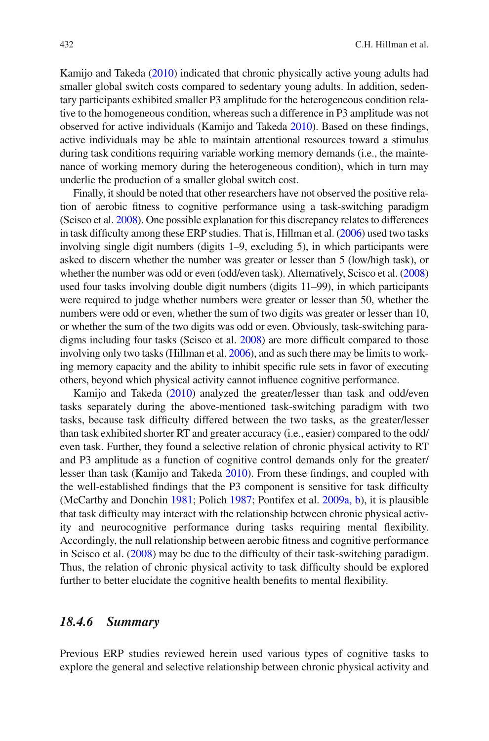Kamijo and Takeda (2010) indicated that chronic physically active young adults had smaller global switch costs compared to sedentary young adults. In addition, sedentary participants exhibited smaller P3 amplitude for the heterogeneous condition relative to the homogeneous condition, whereas such a difference in P3 amplitude was not observed for active individuals (Kamijo and Takeda 2010). Based on these findings, active individuals may be able to maintain attentional resources toward a stimulus during task conditions requiring variable working memory demands (i.e., the maintenance of working memory during the heterogeneous condition), which in turn may underlie the production of a smaller global switch cost.

Finally, it should be noted that other researchers have not observed the positive relation of aerobic fitness to cognitive performance using a task-switching paradigm (Scisco et al. 2008). One possible explanation for this discrepancy relates to differences in task difficulty among these ERP studies. That is, Hillman et al. (2006) used two tasks involving single digit numbers (digits 1–9, excluding 5), in which participants were asked to discern whether the number was greater or lesser than 5 (low/high task), or whether the number was odd or even (odd/even task). Alternatively, Scisco et al. (2008) used four tasks involving double digit numbers (digits 11–99), in which participants were required to judge whether numbers were greater or lesser than 50, whether the numbers were odd or even, whether the sum of two digits was greater or lesser than 10, or whether the sum of the two digits was odd or even. Obviously, task-switching paradigms including four tasks (Scisco et al. 2008) are more difficult compared to those involving only two tasks (Hillman et al. 2006), and as such there may be limits to working memory capacity and the ability to inhibit specific rule sets in favor of executing others, beyond which physical activity cannot influence cognitive performance.

Kamijo and Takeda (2010) analyzed the greater/lesser than task and odd/even tasks separately during the above-mentioned task-switching paradigm with two tasks, because task difficulty differed between the two tasks, as the greater/lesser than task exhibited shorter RT and greater accuracy (i.e., easier) compared to the odd/even task. Further, they found a selective relation of chronic physical activity to RT and P3 amplitude as a function of cognitive control demands only for the greater/lesser than task (Kamijo and Takeda 2010). From these findings, and coupled with the well-established findings that the P3 component is sensitive for task difficulty (McCarthy and Donchin 1981; Polich 1987; Pontifex et al. 2009a, b), it is plausible that task difficulty may interact with the relationship between chronic physical activity and neurocognitive performance during tasks requiring mental flexibility. Accordingly, the null relationship between aerobic fitness and cognitive performance in Scisco et al. (2008) may be due to the difficulty of their task-switching paradigm. Thus, the relation of chronic physical activity to task difficulty should be explored further to better elucidate the cognitive health benefits to mental flexibility.

### *18.4.6 Summary*

Previous ERP studies reviewed herein used various types of cognitive tasks to explore the general and selective relationship between chronic physical activity and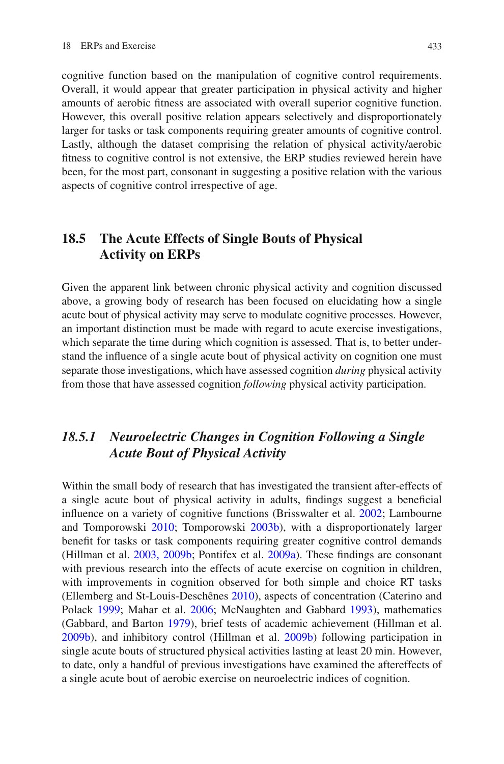cognitive function based on the manipulation of cognitive control requirements. Overall, it would appear that greater participation in physical activity and higher amounts of aerobic fitness are associated with overall superior cognitive function. However, this overall positive relation appears selectively and disproportionately larger for tasks or task components requiring greater amounts of cognitive control. Lastly, although the dataset comprising the relation of physical activity/aerobic fitness to cognitive control is not extensive, the ERP studies reviewed herein have been, for the most part, consonant in suggesting a positive relation with the various aspects of cognitive control irrespective of age.

## 18.5 The Acute Effects of Single Bouts of Physical Activity on ERPs

Given the apparent link between chronic physical activity and cognition discussed above, a growing body of research has been focused on elucidating how a single acute bout of physical activity may serve to modulate cognitive processes. However, an important distinction must be made with regard to acute exercise investigations, which separate the time during which cognition is assessed. That is, to better understand the influence of a single acute bout of physical activity on cognition one must separate those investigations, which have assessed cognition *during* physical activity from those that have assessed cognition *following* physical activity participation.

### *18.5.1 Neuroelectric Changes in Cognition Following a Single Acute Bout of Physical Activity*

Within the small body of research that has investigated the transient after-effects of a single acute bout of physical activity in adults, findings suggest a beneficial influence on a variety of cognitive functions (Brisswalter et al. 2002; Lambourne and Tomporowski 2010; Tomporowski 2003b), with a disproportionately larger benefit for tasks or task components requiring greater cognitive control demands (Hillman et al. 2003, 2009b; Pontifex et al. 2009a). These findings are consonant with previous research into the effects of acute exercise on cognition in children, with improvements in cognition observed for both simple and choice RT tasks (Ellemberg and St-Louis-Deschênes 2010), aspects of concentration (Caterino and Polack 1999; Mahar et al. 2006; McNaughten and Gabbard 1993), mathematics (Gabbard, and Barton 1979), brief tests of academic achievement (Hillman et al. 2009b), and inhibitory control (Hillman et al. 2009b) following participation in single acute bouts of structured physical activities lasting at least 20 min. However, to date, only a handful of previous investigations have examined the aftereffects of a single acute bout of aerobic exercise on neuroelectric indices of cognition.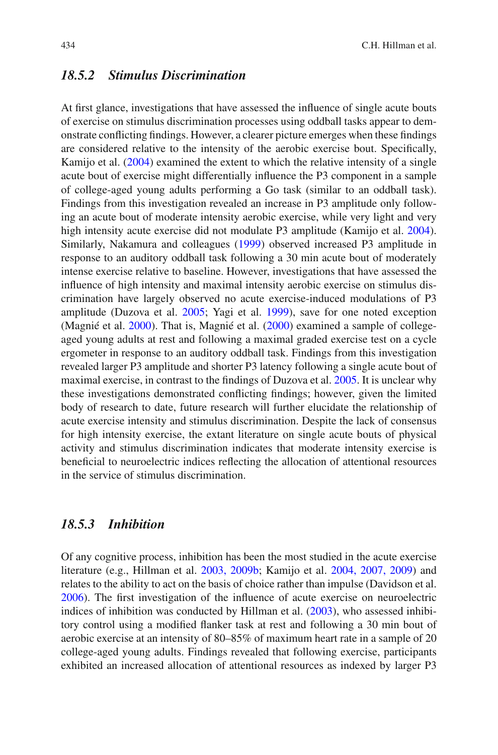### *18.5.2 Stimulus Discrimination*

At first glance, investigations that have assessed the influence of single acute bouts of exercise on stimulus discrimination processes using oddball tasks appear to demonstrate conflicting findings. However, a clearer picture emerges when these findings are considered relative to the intensity of the aerobic exercise bout. Specifically, Kamijo et al. (2004) examined the extent to which the relative intensity of a single acute bout of exercise might differentially influence the P3 component in a sample of college-aged young adults performing a Go task (similar to an oddball task). Findings from this investigation revealed an increase in P3 amplitude only following an acute bout of moderate intensity aerobic exercise, while very light and very high intensity acute exercise did not modulate P3 amplitude (Kamijo et al. 2004). Similarly, Nakamura and colleagues (1999) observed increased P3 amplitude in response to an auditory oddball task following a 30 min acute bout of moderately intense exercise relative to baseline. However, investigations that have assessed the influence of high intensity and maximal intensity aerobic exercise on stimulus discrimination have largely observed no acute exercise-induced modulations of P3 amplitude (Duzova et al. 2005; Yagi et al. 1999), save for one noted exception (Magnié et al. 2000). That is, Magnié et al. (2000) examined a sample of college-aged young adults at rest and following a maximal graded exercise test on a cycle ergometer in response to an auditory oddball task. Findings from this investigation revealed larger P3 amplitude and shorter P3 latency following a single acute bout of maximal exercise, in contrast to the findings of Duzova et al. 2005. It is unclear why these investigations demonstrated conflicting findings; however, given the limited body of research to date, future research will further elucidate the relationship of acute exercise intensity and stimulus discrimination. Despite the lack of consensus for high intensity exercise, the extant literature on single acute bouts of physical activity and stimulus discrimination indicates that moderate intensity exercise is beneficial to neuroelectric indices reflecting the allocation of attentional resources in the service of stimulus discrimination.

### *18.5.3 Inhibition*

Of any cognitive process, inhibition has been the most studied in the acute exercise literature (e.g., Hillman et al. 2003, 2009b; Kamijo et al. 2004, 2007, 2009) and relates to the ability to act on the basis of choice rather than impulse (Davidson et al. 2006). The first investigation of the influence of acute exercise on neuroelectric indices of inhibition was conducted by Hillman et al. (2003), who assessed inhibitory control using a modified flanker task at rest and following a 30 min bout of aerobic exercise at an intensity of 80–85% of maximum heart rate in a sample of 20 college-aged young adults. Findings revealed that following exercise, participants exhibited an increased allocation of attentional resources as indexed by larger P3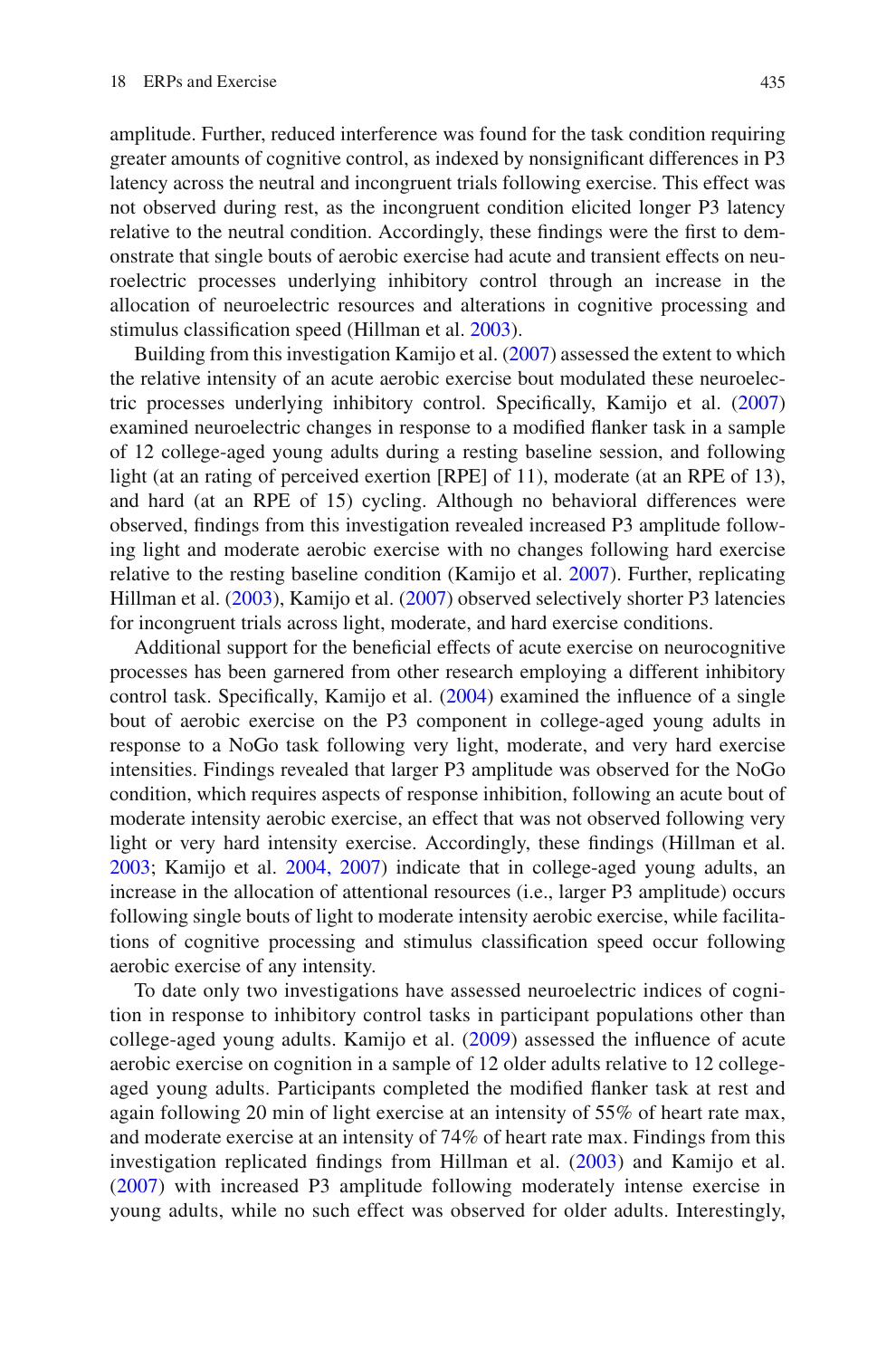amplitude. Further, reduced interference was found for the task condition requiring greater amounts of cognitive control, as indexed by nonsignificant differences in P3 latency across the neutral and incongruent trials following exercise. This effect was not observed during rest, as the incongruent condition elicited longer P3 latency relative to the neutral condition. Accordingly, these findings were the first to demonstrate that single bouts of aerobic exercise had acute and transient effects on neuroelectric processes underlying inhibitory control through an increase in the allocation of neuroelectric resources and alterations in cognitive processing and stimulus classification speed (Hillman et al. 2003).

Building from this investigation Kamijo et al. (2007) assessed the extent to which the relative intensity of an acute aerobic exercise bout modulated these neuroelectric processes underlying inhibitory control. Specifically, Kamijo et al. (2007) examined neuroelectric changes in response to a modified flanker task in a sample of 12 college-aged young adults during a resting baseline session, and following light (at an rating of perceived exertion [RPE] of 11), moderate (at an RPE of 13), and hard (at an RPE of 15) cycling. Although no behavioral differences were observed, findings from this investigation revealed increased P3 amplitude following light and moderate aerobic exercise with no changes following hard exercise relative to the resting baseline condition (Kamijo et al. 2007). Further, replicating Hillman et al. (2003), Kamijo et al. (2007) observed selectively shorter P3 latencies for incongruent trials across light, moderate, and hard exercise conditions.

Additional support for the beneficial effects of acute exercise on neurocognitive processes has been garnered from other research employing a different inhibitory control task. Specifically, Kamijo et al. (2004) examined the influence of a single bout of aerobic exercise on the P3 component in college-aged young adults in response to a NoGo task following very light, moderate, and very hard exercise intensities. Findings revealed that larger P3 amplitude was observed for the NoGo condition, which requires aspects of response inhibition, following an acute bout of moderate intensity aerobic exercise, an effect that was not observed following very light or very hard intensity exercise. Accordingly, these findings (Hillman et al. 2003; Kamijo et al. 2004, 2007) indicate that in college-aged young adults, an increase in the allocation of attentional resources (i.e., larger P3 amplitude) occurs following single bouts of light to moderate intensity aerobic exercise, while facilitations of cognitive processing and stimulus classification speed occur following aerobic exercise of any intensity.

To date only two investigations have assessed neuroelectric indices of cognition in response to inhibitory control tasks in participant populations other than college-aged young adults. Kamijo et al. (2009) assessed the influence of acute aerobic exercise on cognition in a sample of 12 older adults relative to 12 college-aged young adults. Participants completed the modified flanker task at rest and again following 20 min of light exercise at an intensity of 55% of heart rate max, and moderate exercise at an intensity of 74% of heart rate max. Findings from this investigation replicated findings from Hillman et al. (2003) and Kamijo et al. (2007) with increased P3 amplitude following moderately intense exercise in young adults, while no such effect was observed for older adults. Interestingly,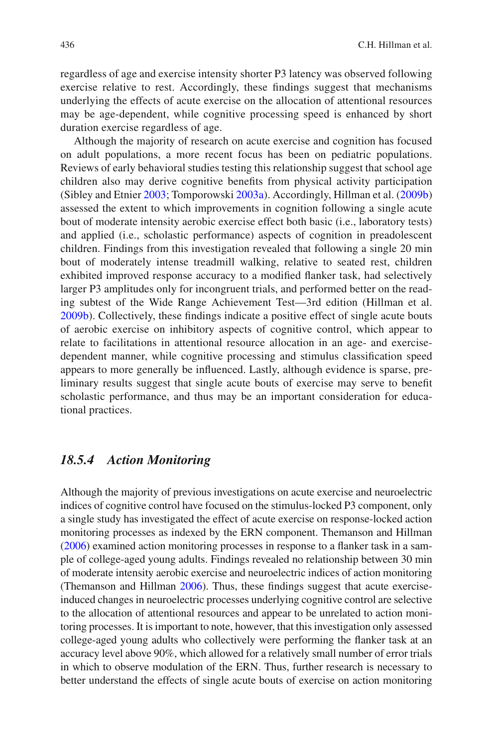regardless of age and exercise intensity shorter P3 latency was observed following exercise relative to rest. Accordingly, these findings suggest that mechanisms underlying the effects of acute exercise on the allocation of attentional resources may be age-dependent, while cognitive processing speed is enhanced by short duration exercise regardless of age.

Although the majority of research on acute exercise and cognition has focused on adult populations, a more recent focus has been on pediatric populations. Reviews of early behavioral studies testing this relationship suggest that school age children also may derive cognitive benefits from physical activity participation (Sibley and Etnier 2003; Tomporowski 2003a). Accordingly, Hillman et al. (2009b) assessed the extent to which improvements in cognition following a single acute bout of moderate intensity aerobic exercise effect both basic (i.e., laboratory tests) and applied (i.e., scholastic performance) aspects of cognition in preadolescent children. Findings from this investigation revealed that following a single 20 min bout of moderately intense treadmill walking, relative to seated rest, children exhibited improved response accuracy to a modified flanker task, had selectively larger P3 amplitudes only for incongruent trials, and performed better on the reading subtest of the Wide Range Achievement Test—3rd edition (Hillman et al. 2009b). Collectively, these findings indicate a positive effect of single acute bouts of aerobic exercise on inhibitory aspects of cognitive control, which appear to relate to facilitations in attentional resource allocation in an age- and exercise-dependent manner, while cognitive processing and stimulus classification speed appears to more generally be influenced. Lastly, although evidence is sparse, preliminary results suggest that single acute bouts of exercise may serve to benefit scholastic performance, and thus may be an important consideration for educational practices.

### *18.5.4 Action Monitoring*

Although the majority of previous investigations on acute exercise and neuroelectric indices of cognitive control have focused on the stimulus-locked P3 component, only a single study has investigated the effect of acute exercise on response-locked action monitoring processes as indexed by the ERN component. Themanson and Hillman (2006) examined action monitoring processes in response to a flanker task in a sample of college-aged young adults. Findings revealed no relationship between 30 min of moderate intensity aerobic exercise and neuroelectric indices of action monitoring (Themanson and Hillman 2006). Thus, these findings suggest that acute exercise-induced changes in neuroelectric processes underlying cognitive control are selective to the allocation of attentional resources and appear to be unrelated to action monitoring processes. It is important to note, however, that this investigation only assessed college-aged young adults who collectively were performing the flanker task at an accuracy level above 90%, which allowed for a relatively small number of error trials in which to observe modulation of the ERN. Thus, further research is necessary to better understand the effects of single acute bouts of exercise on action monitoring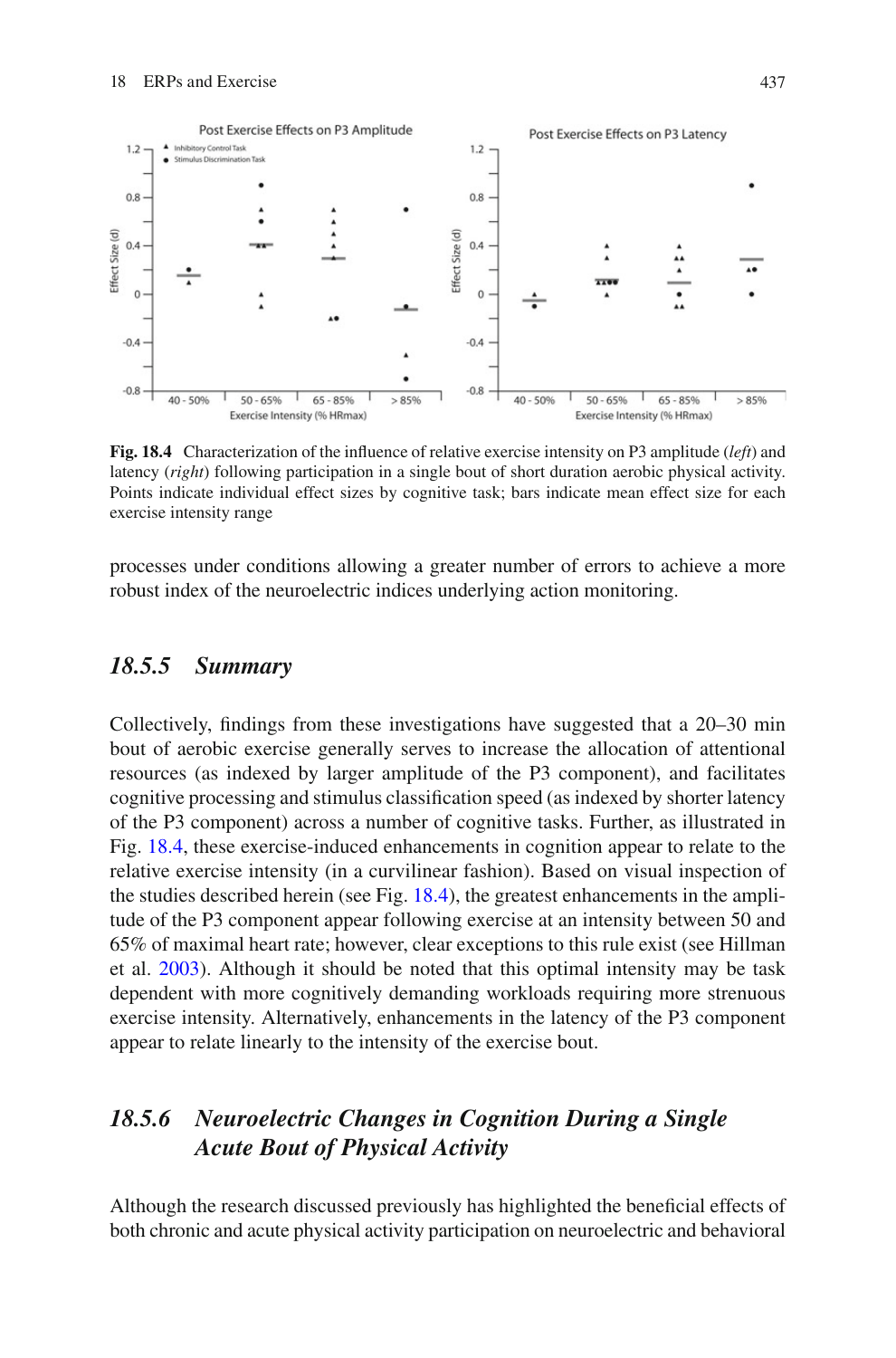Fig. 18.4 Characterization of the influence of relative exercise intensity on P3 amplitude (*left*) and latency (*right*) following participation in a single bout of short duration aerobic physical activity. Points indicate individual effect sizes by cognitive task; bars indicate mean effect size for each exercise intensity range

processes under conditions allowing a greater number of errors to achieve a more robust index of the neuroelectric indices underlying action monitoring.

### *18.5.5 Summary*

Collectively, findings from these investigations have suggested that a 20–30 min bout of aerobic exercise generally serves to increase the allocation of attentional resources (as indexed by larger amplitude of the P3 component), and facilitates cognitive processing and stimulus classification speed (as indexed by shorter latency of the P3 component) across a number of cognitive tasks. Further, as illustrated in Fig. 18.4, these exercise-induced enhancements in cognition appear to relate to the relative exercise intensity (in a curvilinear fashion). Based on visual inspection of the studies described herein (see Fig. 18.4), the greatest enhancements in the amplitude of the P3 component appear following exercise at an intensity between 50 and 65% of maximal heart rate; however, clear exceptions to this rule exist (see Hillman et al. 2003). Although it should be noted that this optimal intensity may be task dependent with more cognitively demanding workloads requiring more strenuous exercise intensity. Alternatively, enhancements in the latency of the P3 component appear to relate linearly to the intensity of the exercise bout.

### *18.5.6 Neuroelectric Changes in Cognition During a Single Acute Bout of Physical Activity*

Although the research discussed previously has highlighted the beneficial effects of both chronic and acute physical activity participation on neuroelectric and behavioral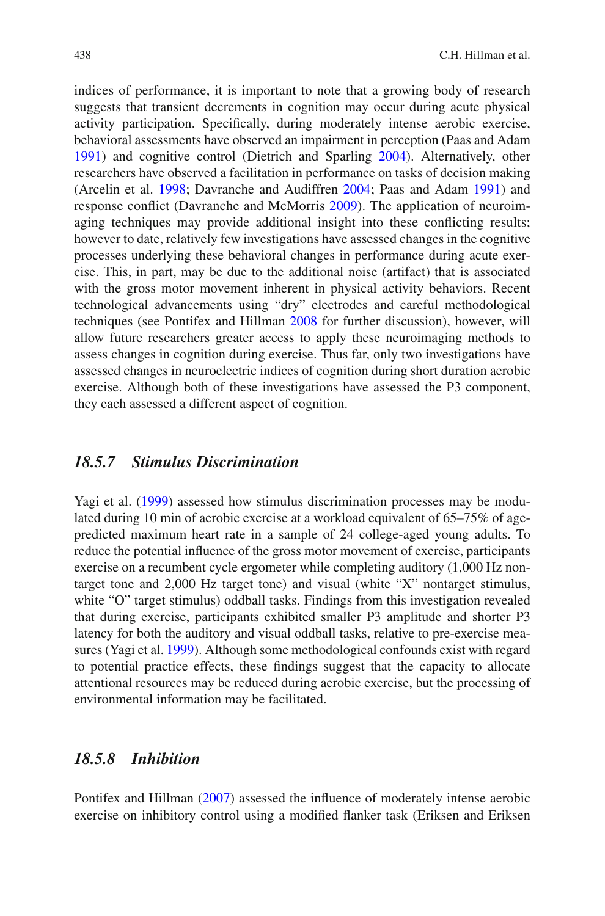indices of performance, it is important to note that a growing body of research suggests that transient decrements in cognition may occur during acute physical activity participation. Specifically, during moderately intense aerobic exercise, behavioral assessments have observed an impairment in perception (Paas and Adam 1991) and cognitive control (Dietrich and Sparling 2004). Alternatively, other researchers have observed a facilitation in performance on tasks of decision making (Arcelin et al. 1998; Davranche and Audiffren 2004; Paas and Adam 1991) and response conflict (Davranche and McMorris 2009). The application of neuroimaging techniques may provide additional insight into these conflicting results; however to date, relatively few investigations have assessed changes in the cognitive processes underlying these behavioral changes in performance during acute exercise. This, in part, may be due to the additional noise (artifact) that is associated with the gross motor movement inherent in physical activity behaviors. Recent technological advancements using "dry" electrodes and careful methodological techniques (see Pontifex and Hillman 2008 for further discussion), however, will allow future researchers greater access to apply these neuroimaging methods to assess changes in cognition during exercise. Thus far, only two investigations have assessed changes in neuroelectric indices of cognition during short duration aerobic exercise. Although both of these investigations have assessed the P3 component, they each assessed a different aspect of cognition.

### *18.5.7 Stimulus Discrimination*

Yagi et al. (1999) assessed how stimulus discrimination processes may be modulated during 10 min of aerobic exercise at a workload equivalent of 65–75% of age-predicted maximum heart rate in a sample of 24 college-aged young adults. To reduce the potential influence of the gross motor movement of exercise, participants exercise on a recumbent cycle ergometer while completing auditory (1,000 Hz non-target tone and 2,000 Hz target tone) and visual (white "X" nontarget stimulus, white "O" target stimulus) oddball tasks. Findings from this investigation revealed that during exercise, participants exhibited smaller P3 amplitude and shorter P3 latency for both the auditory and visual oddball tasks, relative to pre-exercise measures (Yagi et al. 1999). Although some methodological confounds exist with regard to potential practice effects, these findings suggest that the capacity to allocate attentional resources may be reduced during aerobic exercise, but the processing of environmental information may be facilitated.

### *18.5.8 Inhibition*

Pontifex and Hillman (2007) assessed the influence of moderately intense aerobic exercise on inhibitory control using a modified flanker task (Eriksen and Eriksen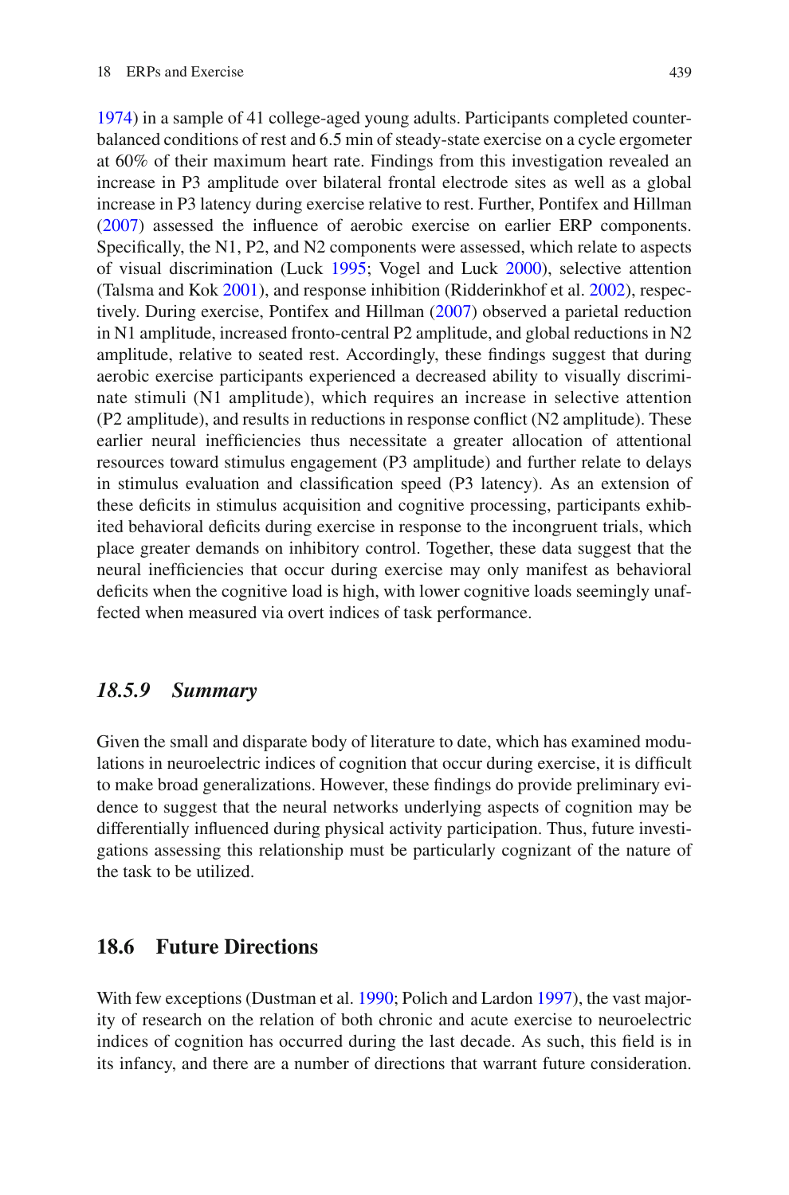1974) in a sample of 41 college-aged young adults. Participants completed counterbalanced conditions of rest and 6.5 min of steady-state exercise on a cycle ergometer at 60% of their maximum heart rate. Findings from this investigation revealed an increase in P3 amplitude over bilateral frontal electrode sites as well as a global increase in P3 latency during exercise relative to rest. Further, Pontifex and Hillman (2007) assessed the influence of aerobic exercise on earlier ERP components. Specifically, the N1, P2, and N2 components were assessed, which relate to aspects of visual discrimination (Luck 1995; Vogel and Luck 2000), selective attention (Talsma and Kok 2001), and response inhibition (Ridderinkhof et al. 2002), respectively. During exercise, Pontifex and Hillman (2007) observed a parietal reduction in N1 amplitude, increased fronto-central P2 amplitude, and global reductions in N2 amplitude, relative to seated rest. Accordingly, these findings suggest that during aerobic exercise participants experienced a decreased ability to visually discriminate stimuli (N1 amplitude), which requires an increase in selective attention (P2 amplitude), and results in reductions in response conflict (N2 amplitude). These earlier neural inefficiencies thus necessitate a greater allocation of attentional resources toward stimulus engagement (P3 amplitude) and further relate to delays in stimulus evaluation and classification speed (P3 latency). As an extension of these deficits in stimulus acquisition and cognitive processing, participants exhibited behavioral deficits during exercise in response to the incongruent trials, which place greater demands on inhibitory control. Together, these data suggest that the neural inefficiencies that occur during exercise may only manifest as behavioral deficits when the cognitive load is high, with lower cognitive loads seemingly unaffected when measured via overt indices of task performance.

### *18.5.9 Summary*

Given the small and disparate body of literature to date, which has examined modulations in neuroelectric indices of cognition that occur during exercise, it is difficult to make broad generalizations. However, these findings do provide preliminary evidence to suggest that the neural networks underlying aspects of cognition may be differentially influenced during physical activity participation. Thus, future investigations assessing this relationship must be particularly cognizant of the nature of the task to be utilized.

## 18.6 Future Directions

With few exceptions (Dustman et al. 1990; Polich and Lardon 1997), the vast majority of research on the relation of both chronic and acute exercise to neuroelectric indices of cognition has occurred during the last decade. As such, this field is in its infancy, and there are a number of directions that warrant future consideration.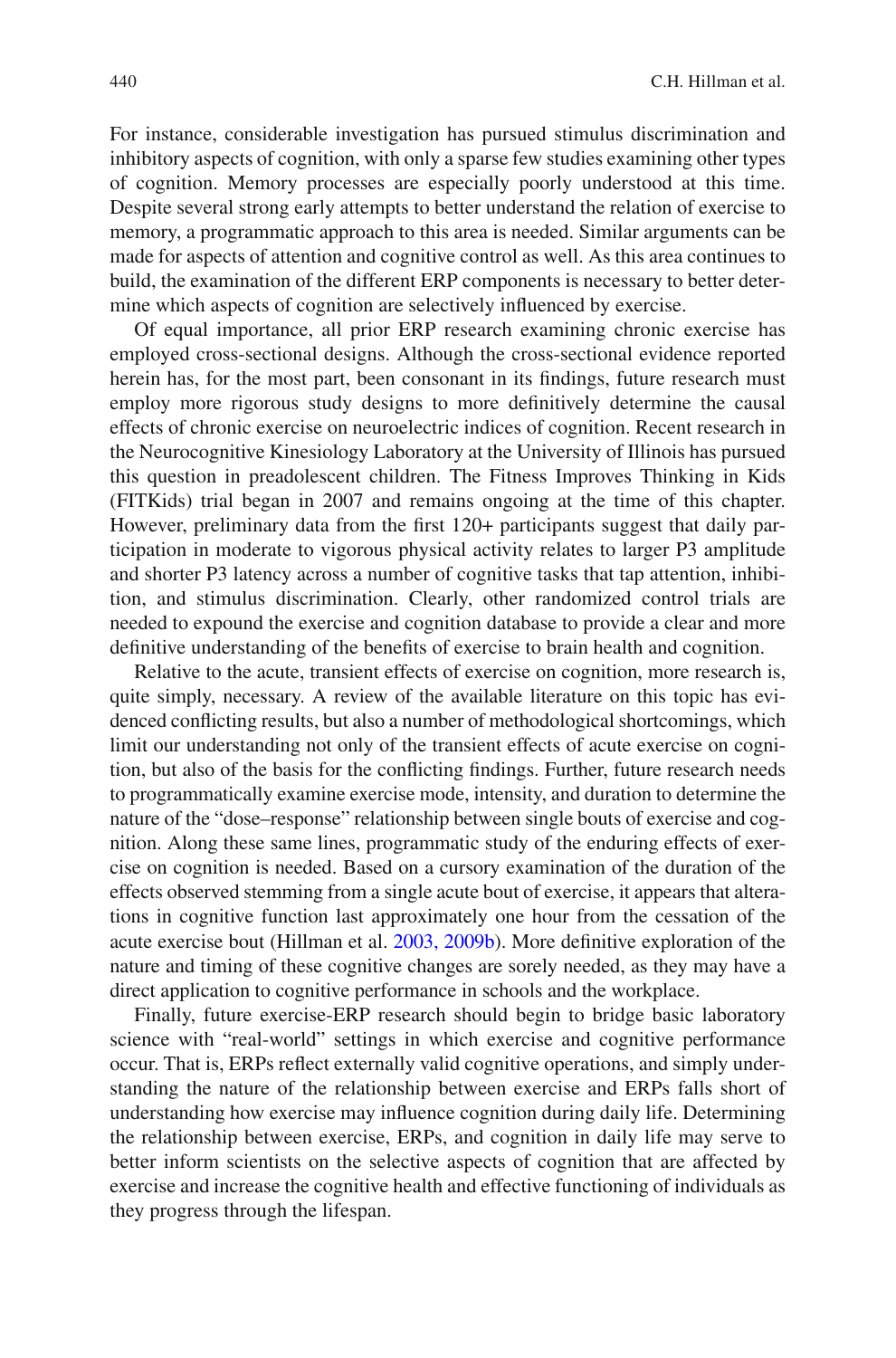For instance, considerable investigation has pursued stimulus discrimination and inhibitory aspects of cognition, with only a sparse few studies examining other types of cognition. Memory processes are especially poorly understood at this time. Despite several strong early attempts to better understand the relation of exercise to memory, a programmatic approach to this area is needed. Similar arguments can be made for aspects of attention and cognitive control as well. As this area continues to build, the examination of the different ERP components is necessary to better determine which aspects of cognition are selectively influenced by exercise.

Of equal importance, all prior ERP research examining chronic exercise has employed cross-sectional designs. Although the cross-sectional evidence reported herein has, for the most part, been consonant in its findings, future research must employ more rigorous study designs to more definitively determine the causal effects of chronic exercise on neuroelectric indices of cognition. Recent research in the Neurocognitive Kinesiology Laboratory at the University of Illinois has pursued this question in preadolescent children. The Fitness Improves Thinking in Kids (FITKids) trial began in 2007 and remains ongoing at the time of this chapter. However, preliminary data from the first 120+ participants suggest that daily participation in moderate to vigorous physical activity relates to larger P3 amplitude and shorter P3 latency across a number of cognitive tasks that tap attention, inhibition, and stimulus discrimination. Clearly, other randomized control trials are needed to expound the exercise and cognition database to provide a clear and more definitive understanding of the benefits of exercise to brain health and cognition.

Relative to the acute, transient effects of exercise on cognition, more research is, quite simply, necessary. A review of the available literature on this topic has evidenced conflicting results, but also a number of methodological shortcomings, which limit our understanding not only of the transient effects of acute exercise on cognition, but also of the basis for the conflicting findings. Further, future research needs to programmatically examine exercise mode, intensity, and duration to determine the nature of the "dose–response" relationship between single bouts of exercise and cognition. Along these same lines, programmatic study of the enduring effects of exercise on cognition is needed. Based on a cursory examination of the duration of the effects observed stemming from a single acute bout of exercise, it appears that alterations in cognitive function last approximately one hour from the cessation of the acute exercise bout (Hillman et al. 2003, 2009b). More definitive exploration of the nature and timing of these cognitive changes are sorely needed, as they may have a direct application to cognitive performance in schools and the workplace.

Finally, future exercise-ERP research should begin to bridge basic laboratory science with "real-world" settings in which exercise and cognitive performance occur. That is, ERPs reflect externally valid cognitive operations, and simply understanding the nature of the relationship between exercise and ERPs falls short of understanding how exercise may influence cognition during daily life. Determining the relationship between exercise, ERPs, and cognition in daily life may serve to better inform scientists on the selective aspects of cognition that are affected by exercise and increase the cognitive health and effective functioning of individuals as they progress through the lifespan.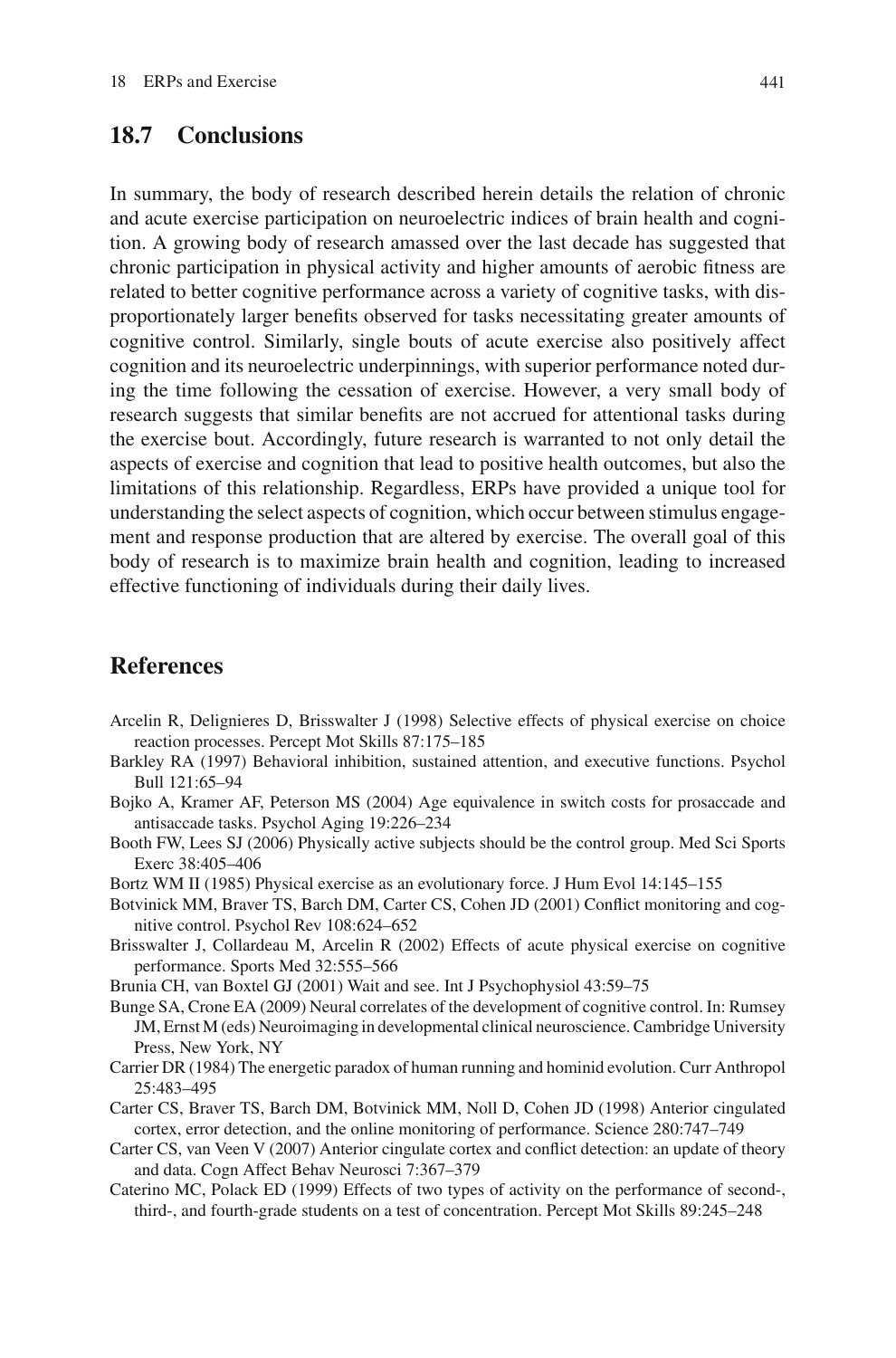## 18.7 Conclusions

In summary, the body of research described herein details the relation of chronic and acute exercise participation on neuroelectric indices of brain health and cognition. A growing body of research amassed over the last decade has suggested that chronic participation in physical activity and higher amounts of aerobic fitness are related to better cognitive performance across a variety of cognitive tasks, with disproportionately larger benefits observed for tasks necessitating greater amounts of cognitive control. Similarly, single bouts of acute exercise also positively affect cognition and its neuroelectric underpinnings, with superior performance noted during the time following the cessation of exercise. However, a very small body of research suggests that similar benefits are not accrued for attentional tasks during the exercise bout. Accordingly, future research is warranted to not only detail the aspects of exercise and cognition that lead to positive health outcomes, but also the limitations of this relationship. Regardless, ERPs have provided a unique tool for understanding the select aspects of cognition, which occur between stimulus engagement and response production that are altered by exercise. The overall goal of this body of research is to maximize brain health and cognition, leading to increased effective functioning of individuals during their daily lives.

## References

Arcelin R, Delignieres D, Brisswalter J (1998) Selective effects of physical exercise on choice reaction processes. Percept Mot Skills 87:175–185

Barkley RA (1997) Behavioral inhibition, sustained attention, and executive functions. Psychol Bull 121:65–94

Bojko A, Kramer AF, Peterson MS (2004) Age equivalence in switch costs for prosaccade and antisaccade tasks. Psychol Aging 19:226–234

Booth FW, Lees SJ (2006) Physically active subjects should be the control group. Med Sci Sports Exerc 38:405–406

Bortz WM II (1985) Physical exercise as an evolutionary force. J Hum Evol 14:145–155

Botvinick MM, Braver TS, Barch DM, Carter CS, Cohen JD (2001) Conflict monitoring and cognitive control. Psychol Rev 108:624–652

Brisswalter J, Collardeau M, Arcelin R (2002) Effects of acute physical exercise on cognitive performance. Sports Med 32:555–566

Brunia CH, van Boxtel GJ (2001) Wait and see. Int J Psychophysiol 43:59–75

Bunge SA, Crone EA (2009) Neural correlates of the development of cognitive control. In: Rumsey JM, Ernst M (eds) Neuroimaging in developmental clinical neuroscience. Cambridge University Press, New York, NY

Carrier DR (1984) The energetic paradox of human running and hominid evolution. Curr Anthropol 25:483–495

Carter CS, Braver TS, Barch DM, Botvinick MM, Noll D, Cohen JD (1998) Anterior cingulated cortex, error detection, and the online monitoring of performance. Science 280:747–749

Carter CS, van Veen V (2007) Anterior cingulate cortex and conflict detection: an update of theory and data. Cogn Affect Behav Neurosci 7:367–379

Caterino MC, Polack ED (1999) Effects of two types of activity on the performance of second-, third-, and fourth-grade students on a test of concentration. Percept Mot Skills 89:245–248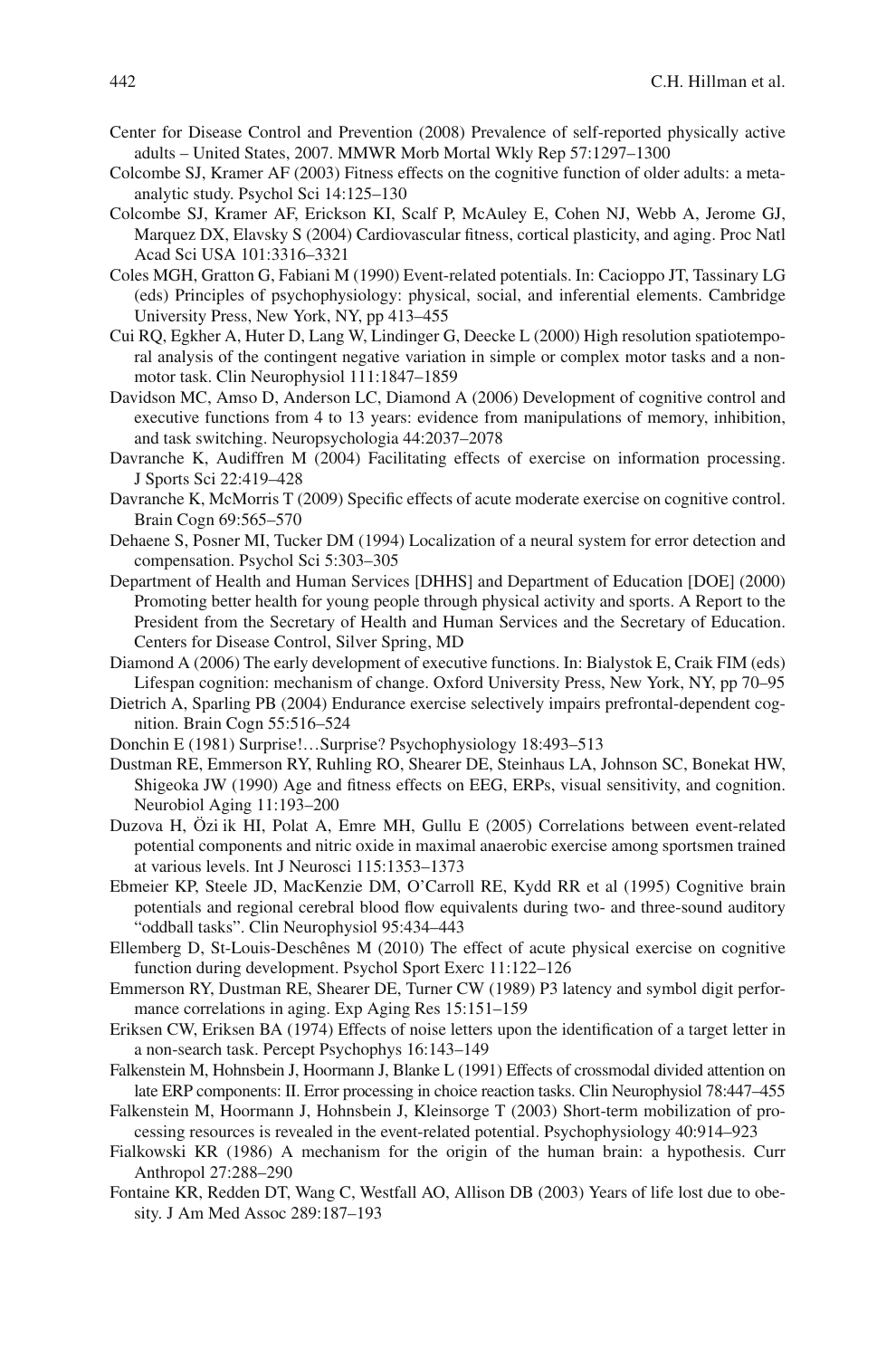Center for Disease Control and Prevention (2008) Prevalence of self-reported physically active adults – United States, 2007. MMWR Morb Mortal Wkly Rep 57:1297–1300

Colcombe SJ, Kramer AF (2003) Fitness effects on the cognitive function of older adults: a meta-analytic study. Psychol Sci 14:125–130

Colcombe SJ, Kramer AF, Erickson KI, Scalf P, McAuley E, Cohen NJ, Webb A, Jerome GJ, Marquez DX, Elavsky S (2004) Cardiovascular fitness, cortical plasticity, and aging. Proc Natl Acad Sci USA 101:3316–3321

Coles MGH, Gratton G, Fabiani M (1990) Event-related potentials. In: Cacioppo JT, Tassinary LG (eds) Principles of psychophysiology: physical, social, and inferential elements. Cambridge University Press, New York, NY, pp 413–455

Cui RQ, Egkher A, Huter D, Lang W, Lindinger G, Deecke L (2000) High resolution spatiotemporal analysis of the contingent negative variation in simple or complex motor tasks and a non-motor task. Clin Neurophysiol 111:1847–1859

Davidson MC, Amso D, Anderson LC, Diamond A (2006) Development of cognitive control and executive functions from 4 to 13 years: evidence from manipulations of memory, inhibition, and task switching. Neuropsychologia 44:2037–2078

Davranche K, Audiffren M (2004) Facilitating effects of exercise on information processing. J Sports Sci 22:419–428

Davranche K, McMorris T (2009) Specific effects of acute moderate exercise on cognitive control. Brain Cogn 69:565–570

Dehaene S, Posner MI, Tucker DM (1994) Localization of a neural system for error detection and compensation. Psychol Sci 5:303–305

Department of Health and Human Services [DHHS] and Department of Education [DOE] (2000) Promoting better health for young people through physical activity and sports. A Report to the President from the Secretary of Health and Human Services and the Secretary of Education. Centers for Disease Control, Silver Spring, MD

Diamond A (2006) The early development of executive functions. In: Bialystok E, Craik FIM (eds) Lifespan cognition: mechanism of change. Oxford University Press, New York, NY, pp 70–95

Dietrich A, Sparling PB (2004) Endurance exercise selectively impairs prefrontal-dependent cognition. Brain Cogn 55:516–524

Donchin E (1981) Surprise!…Surprise? Psychophysiology 18:493–513

Dustman RE, Emmerson RY, Ruhling RO, Shearer DE, Steinhaus LA, Johnson SC, Bonekat HW, Shigeoka JW (1990) Age and fitness effects on EEG, ERPs, visual sensitivity, and cognition. Neurobiol Aging 11:193–200

Duzova H, Özi ik HI, Polat A, Emre MH, Gullu E (2005) Correlations between event-related potential components and nitric oxide in maximal anaerobic exercise among sportsmen trained at various levels. Int J Neurosci 115:1353–1373

Ebmeier KP, Steele JD, MacKenzie DM, O'Carroll RE, Kydd RR et al (1995) Cognitive brain potentials and regional cerebral blood flow equivalents during two- and three-sound auditory "oddball tasks". Clin Neurophysiol 95:434–443

Ellemberg D, St-Louis-Deschênes M (2010) The effect of acute physical exercise on cognitive function during development. Psychol Sport Exerc 11:122–126

Emmerson RY, Dustman RE, Shearer DE, Turner CW (1989) P3 latency and symbol digit performance correlations in aging. Exp Aging Res 15:151–159

Eriksen CW, Eriksen BA (1974) Effects of noise letters upon the identification of a target letter in a non-search task. Percept Psychophys 16:143–149

Falkenstein M, Hohnsbein J, Hoormann J, Blanke L (1991) Effects of crossmodal divided attention on late ERP components: II. Error processing in choice reaction tasks. Clin Neurophysiol 78:447–455

Falkenstein M, Hoormann J, Hohnsbein J, Kleinsorge T (2003) Short-term mobilization of processing resources is revealed in the event-related potential. Psychophysiology 40:914–923

Fialkowski KR (1986) A mechanism for the origin of the human brain: a hypothesis. Curr Anthropol 27:288–290

Fontaine KR, Redden DT, Wang C, Westfall AO, Allison DB (2003) Years of life lost due to obesity. J Am Med Assoc 289:187–193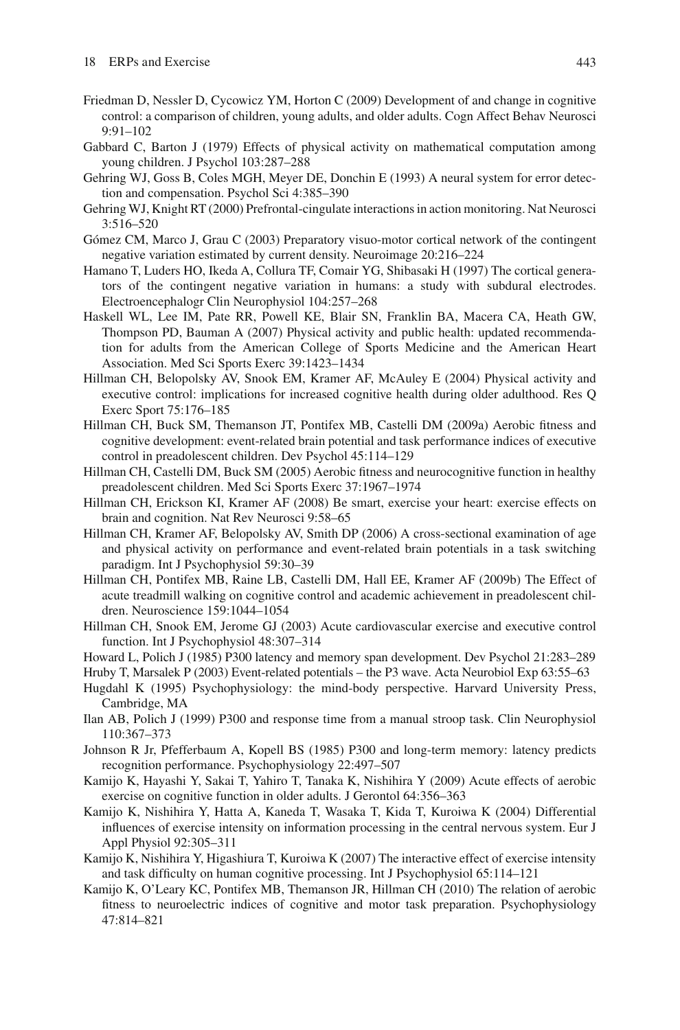Friedman D, Nessler D, Cycowicz YM, Horton C (2009) Development of and change in cognitive control: a comparison of children, young adults, and older adults. Cogn Affect Behav Neurosci 9:91–102

Gabbard C, Barton J (1979) Effects of physical activity on mathematical computation among young children. J Psychol 103:287–288

Gehring WJ, Goss B, Coles MGH, Meyer DE, Donchin E (1993) A neural system for error detection and compensation. Psychol Sci 4:385–390

Gehring WJ, Knight RT (2000) Prefrontal-cingulate interactions in action monitoring. Nat Neurosci 3:516–520

Gómez CM, Marco J, Grau C (2003) Preparatory visuo-motor cortical network of the contingent negative variation estimated by current density. Neuroimage 20:216–224

Hamano T, Luders HO, Ikeda A, Collura TF, Comair YG, Shibasaki H (1997) The cortical generators of the contingent negative variation in humans: a study with subdural electrodes. Electroencephalogr Clin Neurophysiol 104:257–268

Haskell WL, Lee IM, Pate RR, Powell KE, Blair SN, Franklin BA, Macera CA, Heath GW, Thompson PD, Bauman A (2007) Physical activity and public health: updated recommendation for adults from the American College of Sports Medicine and the American Heart Association. Med Sci Sports Exerc 39:1423–1434

Hillman CH, Belopolsky AV, Snook EM, Kramer AF, McAuley E (2004) Physical activity and executive control: implications for increased cognitive health during older adulthood. Res Q Exerc Sport 75:176–185

Hillman CH, Buck SM, Themanson JT, Pontifex MB, Castelli DM (2009a) Aerobic fitness and cognitive development: event-related brain potential and task performance indices of executive control in preadolescent children. Dev Psychol 45:114–129

Hillman CH, Castelli DM, Buck SM (2005) Aerobic fitness and neurocognitive function in healthy preadolescent children. Med Sci Sports Exerc 37:1967–1974

Hillman CH, Erickson KI, Kramer AF (2008) Be smart, exercise your heart: exercise effects on brain and cognition. Nat Rev Neurosci 9:58–65

Hillman CH, Kramer AF, Belopolsky AV, Smith DP (2006) A cross-sectional examination of age and physical activity on performance and event-related brain potentials in a task switching paradigm. Int J Psychophysiol 59:30–39

Hillman CH, Pontifex MB, Raine LB, Castelli DM, Hall EE, Kramer AF (2009b) The Effect of acute treadmill walking on cognitive control and academic achievement in preadolescent children. Neuroscience 159:1044–1054

Hillman CH, Snook EM, Jerome GJ (2003) Acute cardiovascular exercise and executive control function. Int J Psychophysiol 48:307–314

Howard L, Polich J (1985) P300 latency and memory span development. Dev Psychol 21:283–289

Hruby T, Marsalek P (2003) Event-related potentials – the P3 wave. Acta Neurobiol Exp 63:55–63

Hugdahl K (1995) Psychophysiology: the mind-body perspective. Harvard University Press, Cambridge, MA

Ilan AB, Polich J (1999) P300 and response time from a manual stroop task. Clin Neurophysiol 110:367–373

Johnson R Jr, Pfefferbaum A, Kopell BS (1985) P300 and long-term memory: latency predicts recognition performance. Psychophysiology 22:497–507

Kamijo K, Hayashi Y, Sakai T, Yahiro T, Tanaka K, Nishihira Y (2009) Acute effects of aerobic exercise on cognitive function in older adults. J Gerontol 64:356–363

Kamijo K, Nishihira Y, Hatta A, Kaneda T, Wasaka T, Kida T, Kuroiwa K (2004) Differential influences of exercise intensity on information processing in the central nervous system. Eur J Appl Physiol 92:305–311

Kamijo K, Nishihira Y, Higashiura T, Kuroiwa K (2007) The interactive effect of exercise intensity and task difficulty on human cognitive processing. Int J Psychophysiol 65:114–121

Kamijo K, O'Leary KC, Pontifex MB, Themanson JR, Hillman CH (2010) The relation of aerobic fitness to neuroelectric indices of cognitive and motor task preparation. Psychophysiology 47:814–821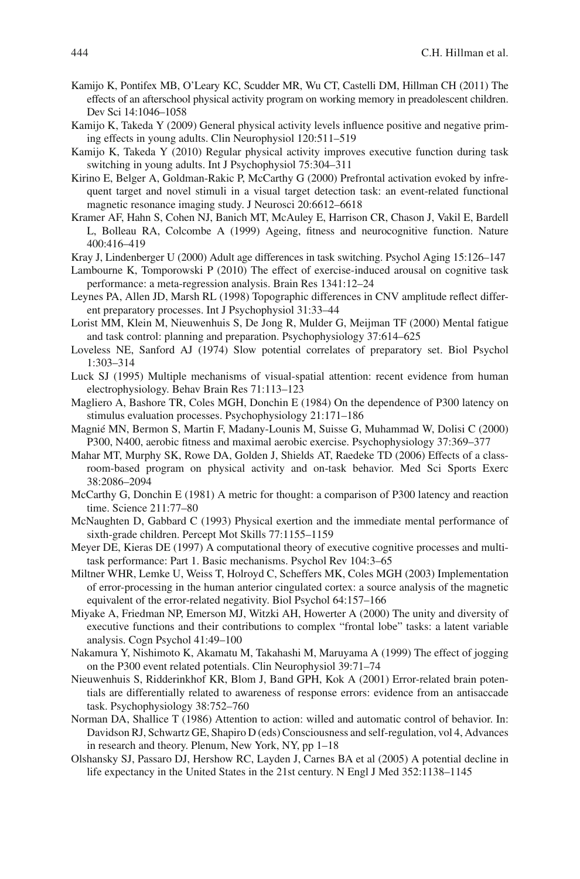Kamijo K, Pontifex MB, O'Leary KC, Scudder MR, Wu CT, Castelli DM, Hillman CH (2011) The effects of an afterschool physical activity program on working memory in preadolescent children. Dev Sci 14:1046–1058

Kamijo K, Takeda Y (2009) General physical activity levels influence positive and negative priming effects in young adults. Clin Neurophysiol 120:511–519

Kamijo K, Takeda Y (2010) Regular physical activity improves executive function during task switching in young adults. Int J Psychophysiol 75:304–311

Kirino E, Belger A, Goldman-Rakic P, McCarthy G (2000) Prefrontal activation evoked by infrequent target and novel stimuli in a visual target detection task: an event-related functional magnetic resonance imaging study. J Neurosci 20:6612–6618

Kramer AF, Hahn S, Cohen NJ, Banich MT, McAuley E, Harrison CR, Chason J, Vakil E, Bardell L, Bolleau RA, Colcombe A (1999) Ageing, fitness and neurocognitive function. Nature 400:416–419

Kray J, Lindenberger U (2000) Adult age differences in task switching. Psychol Aging 15:126–147

Lambourne K, Tomporowski P (2010) The effect of exercise-induced arousal on cognitive task performance: a meta-regression analysis. Brain Res 1341:12–24

Leynes PA, Allen JD, Marsh RL (1998) Topographic differences in CNV amplitude reflect different preparatory processes. Int J Psychophysiol 31:33–44

Lorist MM, Klein M, Nieuwenhuis S, De Jong R, Mulder G, Meijman TF (2000) Mental fatigue and task control: planning and preparation. Psychophysiology 37:614–625

Loveless NE, Sanford AJ (1974) Slow potential correlates of preparatory set. Biol Psychol 1:303–314

Luck SJ (1995) Multiple mechanisms of visual-spatial attention: recent evidence from human electrophysiology. Behav Brain Res 71:113–123

Magliero A, Bashore TR, Coles MGH, Donchin E (1984) On the dependence of P300 latency on stimulus evaluation processes. Psychophysiology 21:171–186

Magnié MN, Bermon S, Martin F, Madany-Lounis M, Suisse G, Muhammad W, Dolisi C (2000) P300, N400, aerobic fitness and maximal aerobic exercise. Psychophysiology 37:369–377

Mahar MT, Murphy SK, Rowe DA, Golden J, Shields AT, Raedeke TD (2006) Effects of a classroom-based program on physical activity and on-task behavior. Med Sci Sports Exerc 38:2086–2094

McCarthy G, Donchin E (1981) A metric for thought: a comparison of P300 latency and reaction time. Science 211:77–80

McNaughten D, Gabbard C (1993) Physical exertion and the immediate mental performance of sixth-grade children. Percept Mot Skills 77:1155–1159

Meyer DE, Kieras DE (1997) A computational theory of executive cognitive processes and multitask performance: Part 1. Basic mechanisms. Psychol Rev 104:3–65

Miltner WHR, Lemke U, Weiss T, Holroyd C, Scheffers MK, Coles MGH (2003) Implementation of error-processing in the human anterior cingulated cortex: a source analysis of the magnetic equivalent of the error-related negativity. Biol Psychol 64:157–166

Miyake A, Friedman NP, Emerson MJ, Witzki AH, Howerter A (2000) The unity and diversity of executive functions and their contributions to complex "frontal lobe" tasks: a latent variable analysis. Cogn Psychol 41:49–100

Nakamura Y, Nishimoto K, Akamatu M, Takahashi M, Maruyama A (1999) The effect of jogging on the P300 event related potentials. Clin Neurophysiol 39:71–74

Nieuwenhuis S, Ridderinkhof KR, Blom J, Band GPH, Kok A (2001) Error-related brain potentials are differentially related to awareness of response errors: evidence from an antisaccade task. Psychophysiology 38:752–760

Norman DA, Shallice T (1986) Attention to action: willed and automatic control of behavior. In: Davidson RJ, Schwartz GE, Shapiro D (eds) Consciousness and self-regulation, vol 4, Advances in research and theory. Plenum, New York, NY, pp 1–18

Olshansky SJ, Passaro DJ, Hershow RC, Layden J, Carnes BA et al (2005) A potential decline in life expectancy in the United States in the 21st century. N Engl J Med 352:1138–1145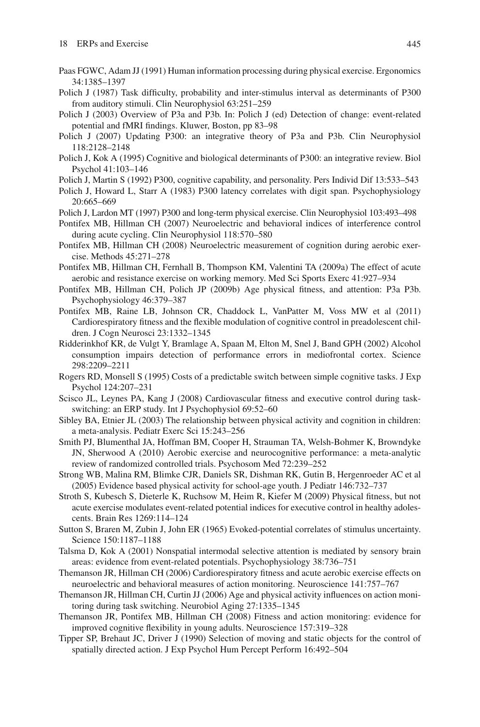Paas FGWC, Adam JJ (1991) Human information processing during physical exercise. Ergonomics 34:1385–1397

Polich J (1987) Task difficulty, probability and inter-stimulus interval as determinants of P300 from auditory stimuli. Clin Neurophysiol 63:251–259

Polich J (2003) Overview of P3a and P3b. In: Polich J (ed) Detection of change: event-related potential and fMRI findings. Kluwer, Boston, pp 83–98

Polich J (2007) Updating P300: an integrative theory of P3a and P3b. Clin Neurophysiol 118:2128–2148

Polich J, Kok A (1995) Cognitive and biological determinants of P300: an integrative review. Biol Psychol 41:103–146

Polich J, Martin S (1992) P300, cognitive capability, and personality. Pers Individ Dif 13:533–543

Polich J, Howard L, Starr A (1983) P300 latency correlates with digit span. Psychophysiology 20:665–669

Polich J, Lardon MT (1997) P300 and long-term physical exercise. Clin Neurophysiol 103:493–498

Pontifex MB, Hillman CH (2007) Neuroelectric and behavioral indices of interference control during acute cycling. Clin Neurophysiol 118:570–580

Pontifex MB, Hillman CH (2008) Neuroelectric measurement of cognition during aerobic exercise. Methods 45:271–278

Pontifex MB, Hillman CH, Fernhall B, Thompson KM, Valentini TA (2009a) The effect of acute aerobic and resistance exercise on working memory. Med Sci Sports Exerc 41:927–934

Pontifex MB, Hillman CH, Polich JP (2009b) Age physical fitness, and attention: P3a P3b. Psychophysiology 46:379–387

Pontifex MB, Raine LB, Johnson CR, Chaddock L, VanPatter M, Voss MW et al (2011) Cardiorespiratory fitness and the flexible modulation of cognitive control in preadolescent children. J Cogn Neurosci 23:1332–1345

Ridderinkhof KR, de Vulgt Y, Bramlage A, Spaan M, Elton M, Snel J, Band GPH (2002) Alcohol consumption impairs detection of performance errors in mediofrontal cortex. Science 298:2209–2211

Rogers RD, Monsell S (1995) Costs of a predictable switch between simple cognitive tasks. J Exp Psychol 124:207–231

Scisco JL, Leynes PA, Kang J (2008) Cardiovascular fitness and executive control during task-switching: an ERP study. Int J Psychophysiol 69:52–60

Sibley BA, Etnier JL (2003) The relationship between physical activity and cognition in children: a meta-analysis. Pediatr Exerc Sci 15:243–256

Smith PJ, Blumenthal JA, Hoffman BM, Cooper H, Strauman TA, Welsh-Bohmer K, Browndyke JN, Sherwood A (2010) Aerobic exercise and neurocognitive performance: a meta-analytic review of randomized controlled trials. Psychosom Med 72:239–252

Strong WB, Malina RM, Blimke CJR, Daniels SR, Dishman RK, Gutin B, Hergenroeder AC et al (2005) Evidence based physical activity for school-age youth. J Pediatr 146:732–737

Stroth S, Kubesch S, Dieterle K, Ruchsow M, Heim R, Kiefer M (2009) Physical fitness, but not acute exercise modulates event-related potential indices for executive control in healthy adolescents. Brain Res 1269:114–124

Sutton S, Braren M, Zubin J, John ER (1965) Evoked-potential correlates of stimulus uncertainty. Science 150:1187–1188

Talsma D, Kok A (2001) Nonspatial intermodal selective attention is mediated by sensory brain areas: evidence from event-related potentials. Psychophysiology 38:736–751

Themanson JR, Hillman CH (2006) Cardiorespiratory fitness and acute aerobic exercise effects on neuroelectric and behavioral measures of action monitoring. Neuroscience 141:757–767

Themanson JR, Hillman CH, Curtin JJ (2006) Age and physical activity influences on action monitoring during task switching. Neurobiol Aging 27:1335–1345

Themanson JR, Pontifex MB, Hillman CH (2008) Fitness and action monitoring: evidence for improved cognitive flexibility in young adults. Neuroscience 157:319–328

Tipper SP, Brehaut JC, Driver J (1990) Selection of moving and static objects for the control of spatially directed action. J Exp Psychol Hum Percept Perform 16:492–504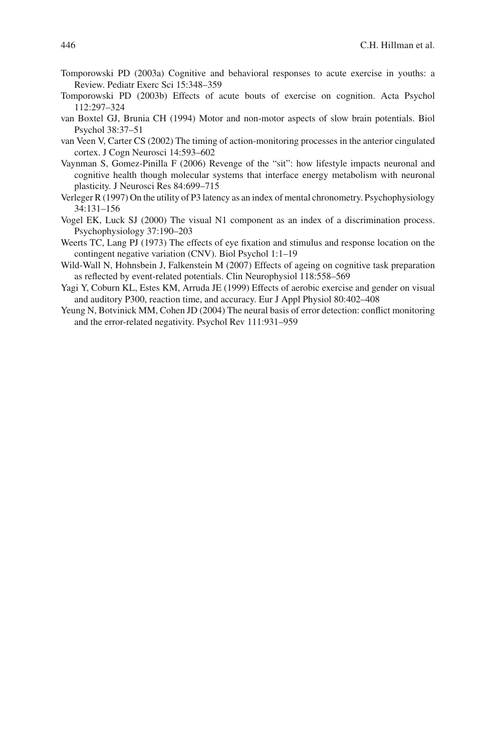Tomporowski PD (2003a) Cognitive and behavioral responses to acute exercise in youths: a Review. Pediatr Exerc Sci 15:348–359

Tomporowski PD (2003b) Effects of acute bouts of exercise on cognition. Acta Psychol 112:297–324

van Boxtel GJ, Brunia CH (1994) Motor and non-motor aspects of slow brain potentials. Biol Psychol 38:37–51

van Veen V, Carter CS (2002) The timing of action-monitoring processes in the anterior cingulated cortex. J Cogn Neurosci 14:593–602

Vaynman S, Gomez-Pinilla F (2006) Revenge of the "sit": how lifestyle impacts neuronal and cognitive health though molecular systems that interface energy metabolism with neuronal plasticity. J Neurosci Res 84:699–715

Verleger R (1997) On the utility of P3 latency as an index of mental chronometry. Psychophysiology 34:131–156

Vogel EK, Luck SJ (2000) The visual N1 component as an index of a discrimination process. Psychophysiology 37:190–203

Weerts TC, Lang PJ (1973) The effects of eye fixation and stimulus and response location on the contingent negative variation (CNV). Biol Psychol 1:1–19

Wild-Wall N, Hohnsbein J, Falkenstein M (2007) Effects of ageing on cognitive task preparation as reflected by event-related potentials. Clin Neurophysiol 118:558–569

Yagi Y, Coburn KL, Estes KM, Arruda JE (1999) Effects of aerobic exercise and gender on visual and auditory P300, reaction time, and accuracy. Eur J Appl Physiol 80:402–408

Yeung N, Botvinick MM, Cohen JD (2004) The neural basis of error detection: conflict monitoring and the error-related negativity. Psychol Rev 111:931–959